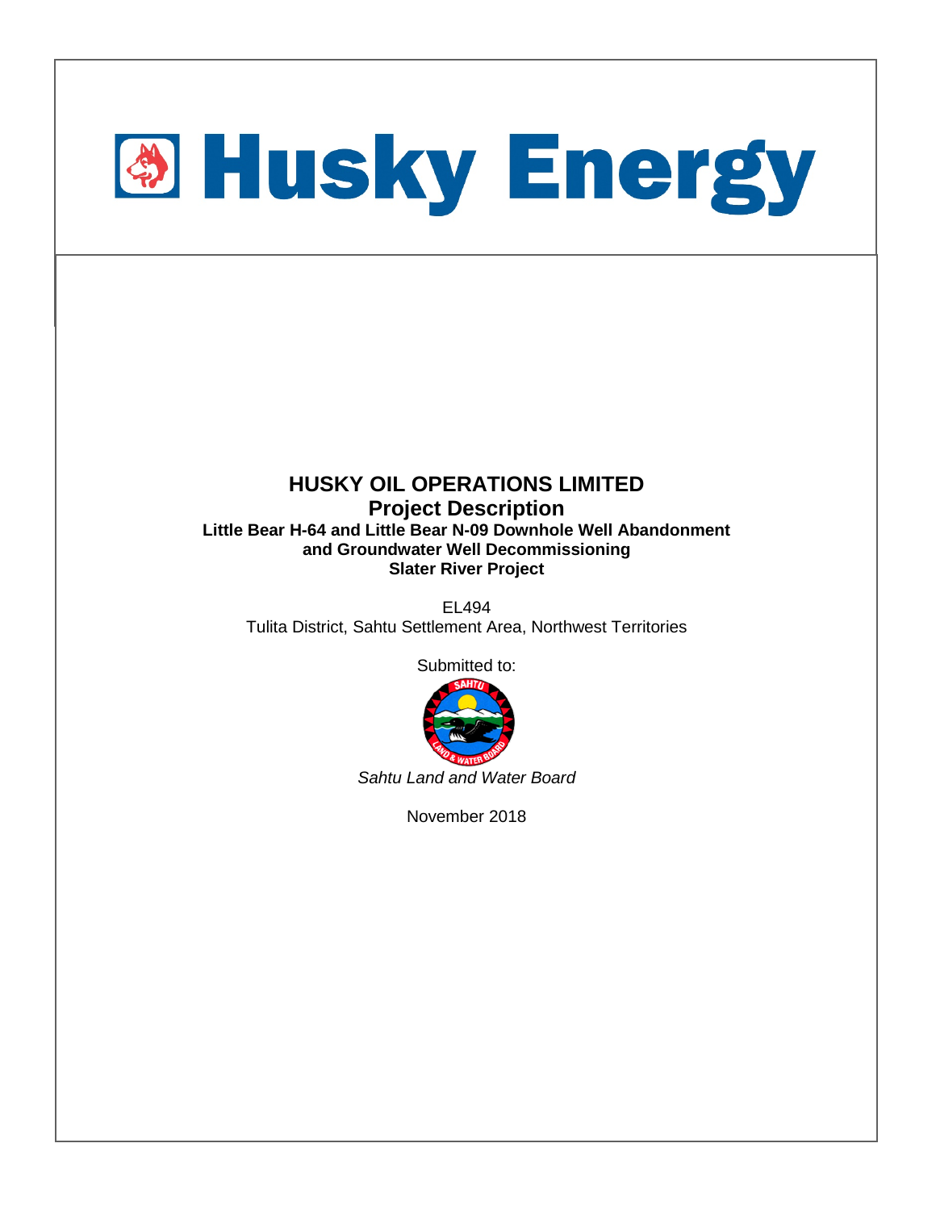# Husky Energy

**HUSKY OIL OPERATIONS LIMITED**

**Project Description**

**Little Bear H-64 and Little Bear N-09 Downhole Well Abandonment and Groundwater Well Decommissioning**

**Slater River Project**

EL494

Tulita District, Sahtu Settlement Area, Northwest Territories

Submitted to:

*Sahtu Land and Water Board*

November 2018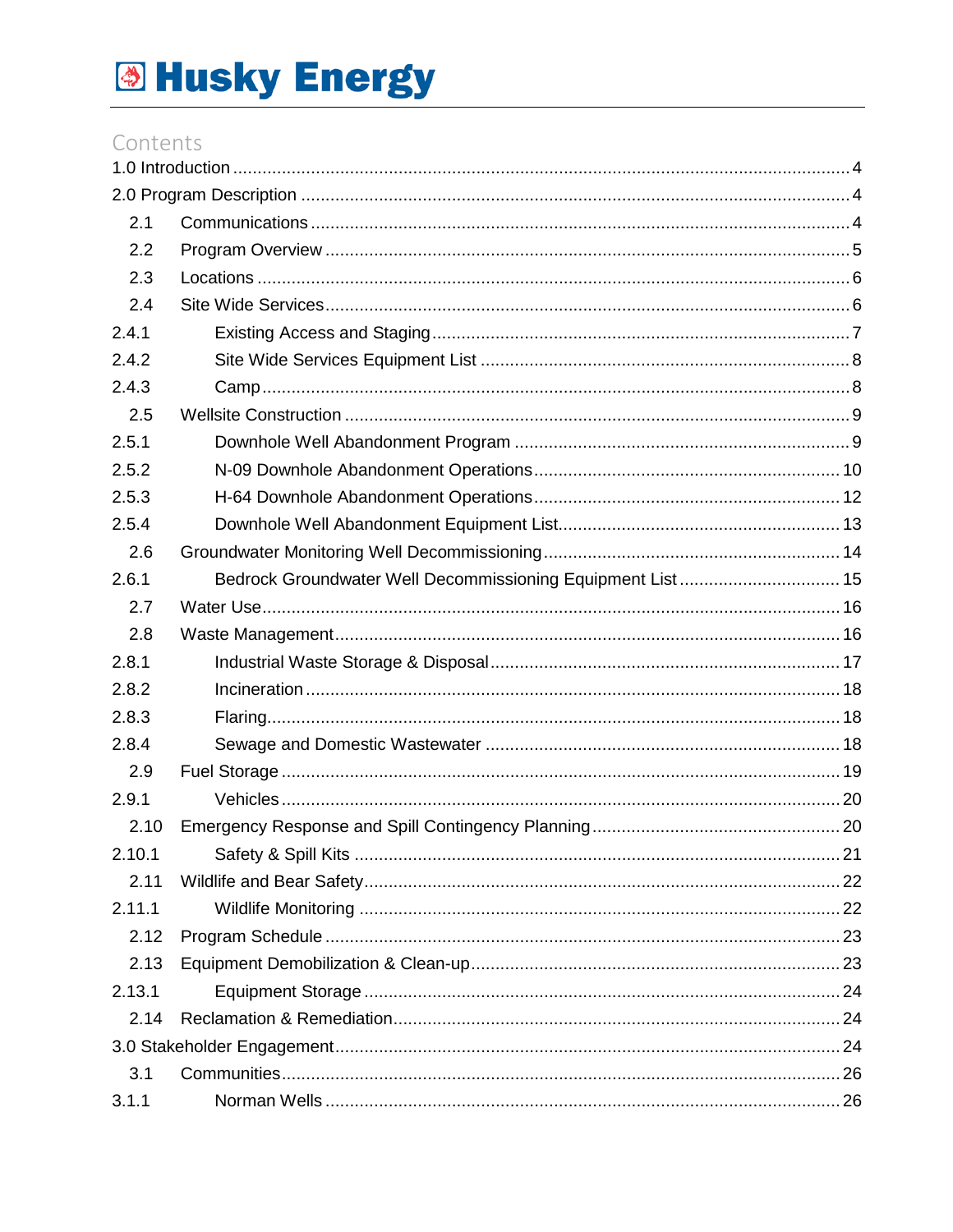# Husky Energy

## Contents

1.0 Introduction ............................................................................................................. 4
2.0 Program Description ............................................................................................... 4
  2.1 Communications ............................................................................................... 4
  2.2 Program Overview ............................................................................................ 5
  2.3 Locations ........................................................................................................... 6
  2.4 Site Wide Services ............................................................................................ 6
2.4.1 Existing Access and Staging ................................................................................ 7
2.4.2 Site Wide Services Equipment List ....................................................................... 8
2.4.3 Camp .................................................................................................................. 8
  2.5 Wellsite Construction ........................................................................................ 9
2.5.1 Downhole Well Abandonment Program ................................................................ 9
2.5.2 N-09 Downhole Abandonment Operations .......................................................... 10
2.5.3 H-64 Downhole Abandonment Operations ........................................................... 12
2.5.4 Downhole Well Abandonment Equipment List ...................................................... 13
  2.6 Groundwater Monitoring Well Decommissioning ............................................... 14
2.6.1 Bedrock Groundwater Well Decommissioning Equipment List ............................. 15
  2.7 Water Use ....................................................................................................... 16
  2.8 Waste Management ........................................................................................ 16
2.8.1 Industrial Waste Storage & Disposal ................................................................... 17
2.8.2 Incineration ........................................................................................................ 18
2.8.3 Flaring ................................................................................................................ 18
2.8.4 Sewage and Domestic Wastewater ..................................................................... 18
  2.9 Fuel Storage .................................................................................................... 19
2.9.1 Vehicles .............................................................................................................. 20
  2.10 Emergency Response and Spill Contingency Planning ..................................... 20
2.10.1 Safety & Spill Kits ............................................................................................. 21
  2.11 Wildlife and Bear Safety ................................................................................... 22
2.11.1 Wildlife Monitoring ............................................................................................ 22
  2.12 Program Schedule ........................................................................................... 23
  2.13 Equipment Demobilization & Clean-up ............................................................. 23
2.13.1 Equipment Storage ............................................................................................ 24
  2.14 Reclamation & Remediation ............................................................................. 24
3.0 Stakeholder Engagement ........................................................................................ 24
  3.1 Communities .................................................................................................... 26
3.1.1 Norman Wells ..................................................................................................... 26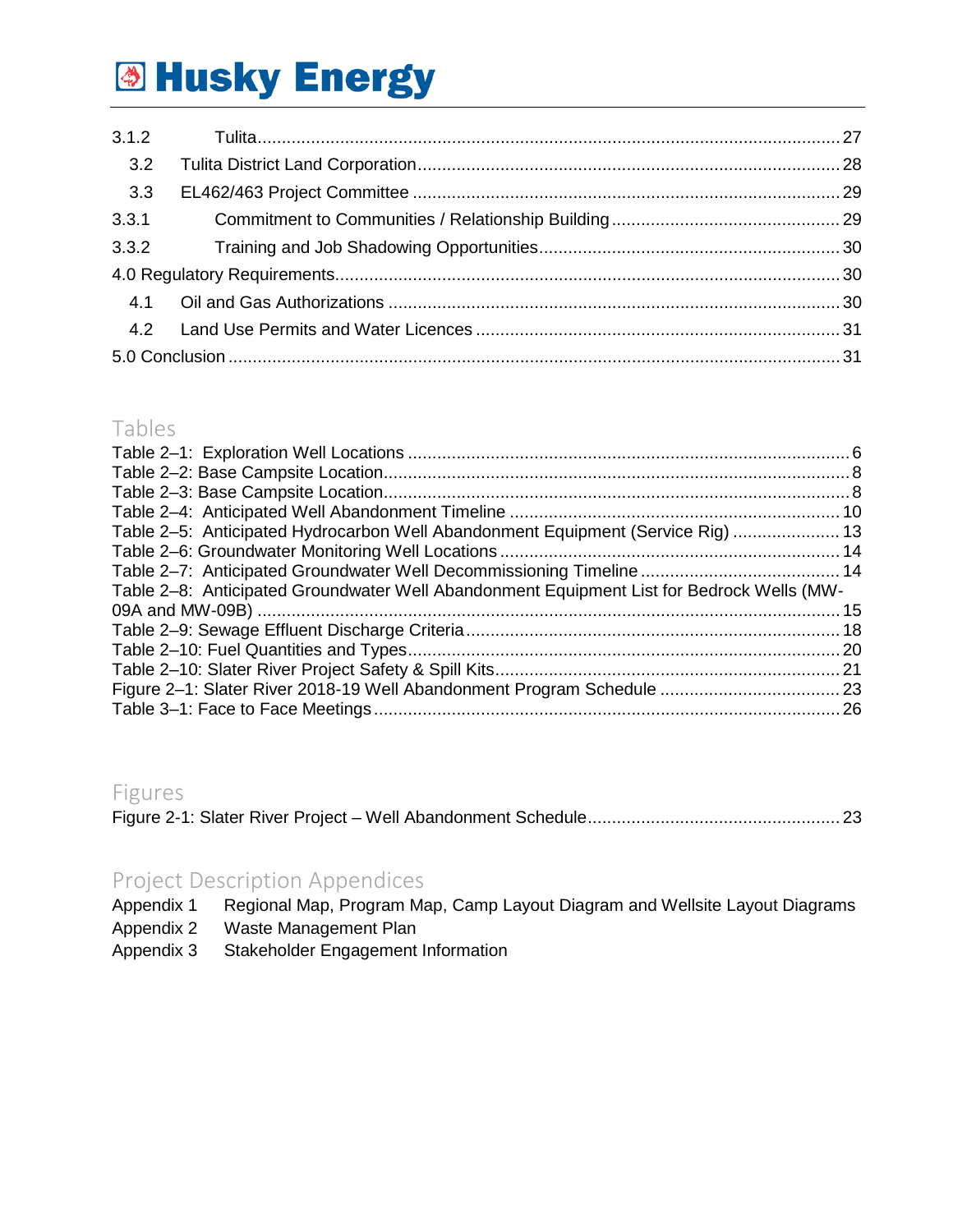3.1.2 Tulita.......................................................................................................................27

3.2 Tulita District Land Corporation.......................................................................................28

3.3 EL462/463 Project Committee ........................................................................................29

3.3.1 Commitment to Communities / Relationship Building...............................................29

3.3.2 Training and Job Shadowing Opportunities.............................................................30

4.0 Regulatory Requirements.......................................................................................................30

4.1 Oil and Gas Authorizations .............................................................................................30

4.2 Land Use Permits and Water Licences ...........................................................................31

5.0 Conclusion .............................................................................................................................31

## Tables

Table 2–1: Exploration Well Locations ..........................................................................................6
Table 2–2: Base Campsite Location...............................................................................................8
Table 2–3: Base Campsite Location...............................................................................................8
Table 2–4: Anticipated Well Abandonment Timeline ....................................................................10
Table 2–5: Anticipated Hydrocarbon Well Abandonment Equipment (Service Rig) ......................13
Table 2–6: Groundwater Monitoring Well Locations .....................................................................14
Table 2–7: Anticipated Groundwater Well Decommissioning Timeline .........................................14
Table 2–8: Anticipated Groundwater Well Abandonment Equipment List for Bedrock Wells (MW-09A and MW-09B) .......................................................................................................................15
Table 2–9: Sewage Effluent Discharge Criteria............................................................................18
Table 2–10: Fuel Quantities and Types........................................................................................20
Table 2–10: Slater River Project Safety & Spill Kits.......................................................................21
Figure 2–1: Slater River 2018-19 Well Abandonment Program Schedule .....................................23
Table 3–1: Face to Face Meetings................................................................................................26

## Figures

Figure 2-1: Slater River Project – Well Abandonment Schedule....................................................23

## Project Description Appendices

Appendix 1 Regional Map, Program Map, Camp Layout Diagram and Wellsite Layout Diagrams
Appendix 2 Waste Management Plan
Appendix 3 Stakeholder Engagement Information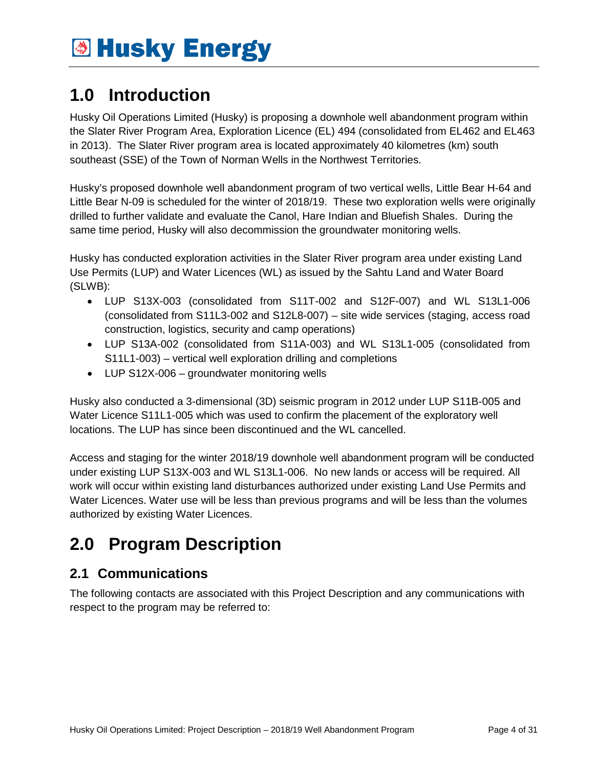# 1.0 Introduction

Husky Oil Operations Limited (Husky) is proposing a downhole well abandonment program within the Slater River Program Area, Exploration Licence (EL) 494 (consolidated from EL462 and EL463 in 2013). The Slater River program area is located approximately 40 kilometres (km) south southeast (SSE) of the Town of Norman Wells in the Northwest Territories.

Husky's proposed downhole well abandonment program of two vertical wells, Little Bear H-64 and Little Bear N-09 is scheduled for the winter of 2018/19. These two exploration wells were originally drilled to further validate and evaluate the Canol, Hare Indian and Bluefish Shales. During the same time period, Husky will also decommission the groundwater monitoring wells.

Husky has conducted exploration activities in the Slater River program area under existing Land Use Permits (LUP) and Water Licences (WL) as issued by the Sahtu Land and Water Board (SLWB):

- LUP S13X-003 (consolidated from S11T-002 and S12F-007) and WL S13L1-006 (consolidated from S11L3-002 and S12L8-007) – site wide services (staging, access road construction, logistics, security and camp operations)
- LUP S13A-002 (consolidated from S11A-003) and WL S13L1-005 (consolidated from S11L1-003) – vertical well exploration drilling and completions
- LUP S12X-006 – groundwater monitoring wells

Husky also conducted a 3-dimensional (3D) seismic program in 2012 under LUP S11B-005 and Water Licence S11L1-005 which was used to confirm the placement of the exploratory well locations. The LUP has since been discontinued and the WL cancelled.

Access and staging for the winter 2018/19 downhole well abandonment program will be conducted under existing LUP S13X-003 and WL S13L1-006. No new lands or access will be required. All work will occur within existing land disturbances authorized under existing Land Use Permits and Water Licences. Water use will be less than previous programs and will be less than the volumes authorized by existing Water Licences.

# 2.0 Program Description

## 2.1 Communications

The following contacts are associated with this Project Description and any communications with respect to the program may be referred to: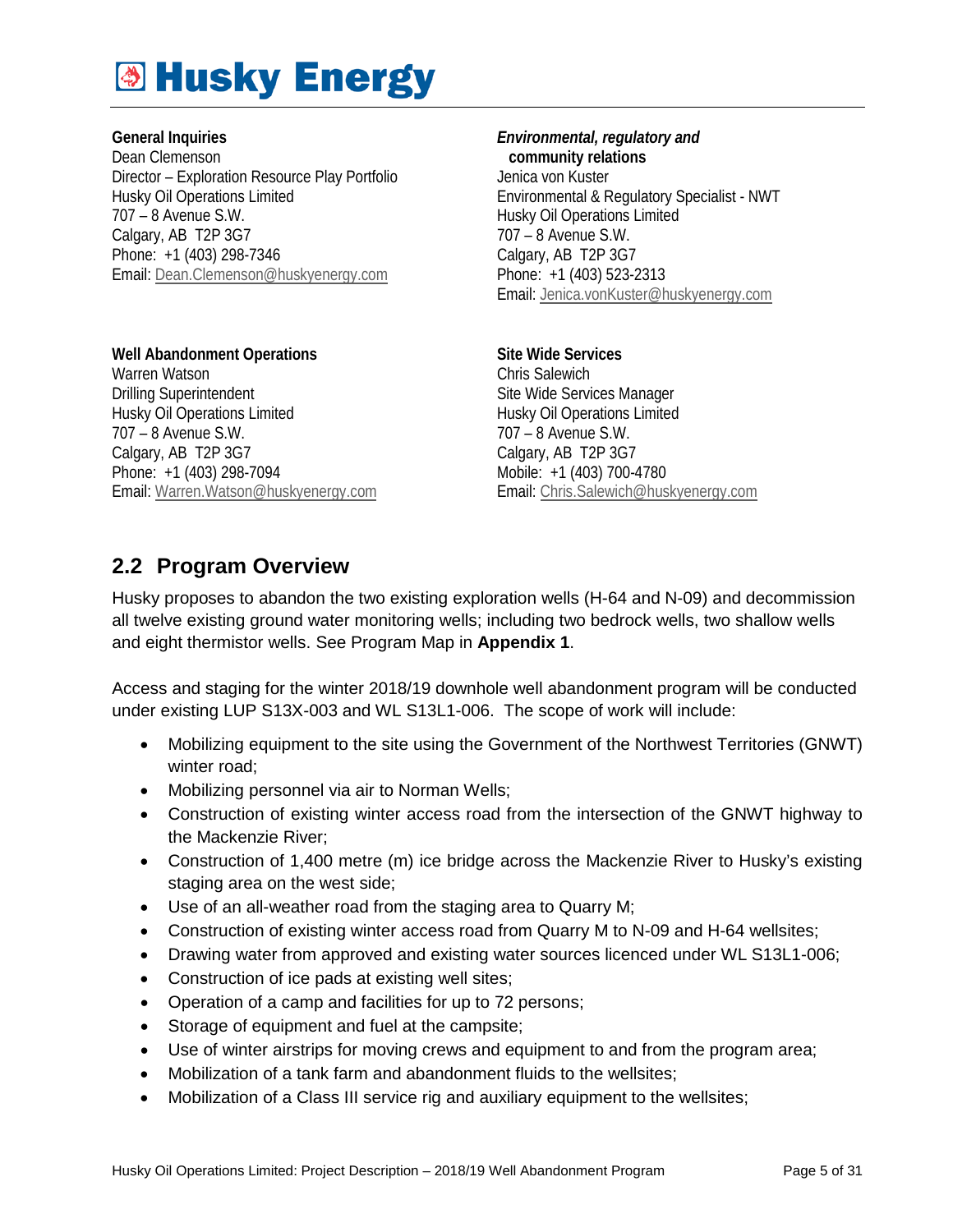# Husky Energy

**General Inquiries**
Dean Clemenson
Director – Exploration Resource Play Portfolio
Husky Oil Operations Limited
707 – 8 Avenue S.W.
Calgary, AB T2P 3G7
Phone: +1 (403) 298-7346
Email: Dean.Clemenson@huskyenergy.com

***Environmental, regulatory and* community relations**
Jenica von Kuster
Environmental & Regulatory Specialist - NWT
Husky Oil Operations Limited
707 – 8 Avenue S.W.
Calgary, AB T2P 3G7
Phone: +1 (403) 523-2313
Email: Jenica.vonKuster@huskyenergy.com

**Well Abandonment Operations**
Warren Watson
Drilling Superintendent
Husky Oil Operations Limited
707 – 8 Avenue S.W.
Calgary, AB T2P 3G7
Phone: +1 (403) 298-7094
Email: Warren.Watson@huskyenergy.com

**Site Wide Services**
Chris Salewich
Site Wide Services Manager
Husky Oil Operations Limited
707 – 8 Avenue S.W.
Calgary, AB T2P 3G7
Mobile: +1 (403) 700-4780
Email: Chris.Salewich@huskyenergy.com

## 2.2 Program Overview

Husky proposes to abandon the two existing exploration wells (H-64 and N-09) and decommission all twelve existing ground water monitoring wells; including two bedrock wells, two shallow wells and eight thermistor wells. See Program Map in **Appendix 1**.

Access and staging for the winter 2018/19 downhole well abandonment program will be conducted under existing LUP S13X-003 and WL S13L1-006. The scope of work will include:

- Mobilizing equipment to the site using the Government of the Northwest Territories (GNWT) winter road;
- Mobilizing personnel via air to Norman Wells;
- Construction of existing winter access road from the intersection of the GNWT highway to the Mackenzie River;
- Construction of 1,400 metre (m) ice bridge across the Mackenzie River to Husky's existing staging area on the west side;
- Use of an all-weather road from the staging area to Quarry M;
- Construction of existing winter access road from Quarry M to N-09 and H-64 wellsites;
- Drawing water from approved and existing water sources licenced under WL S13L1-006;
- Construction of ice pads at existing well sites;
- Operation of a camp and facilities for up to 72 persons;
- Storage of equipment and fuel at the campsite;
- Use of winter airstrips for moving crews and equipment to and from the program area;
- Mobilization of a tank farm and abandonment fluids to the wellsites;
- Mobilization of a Class III service rig and auxiliary equipment to the wellsites;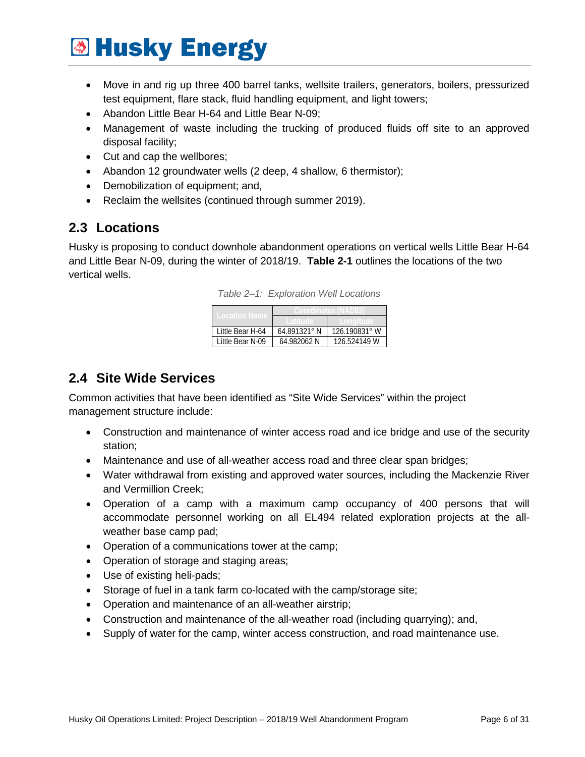- Move in and rig up three 400 barrel tanks, wellsite trailers, generators, boilers, pressurized test equipment, flare stack, fluid handling equipment, and light towers;
- Abandon Little Bear H-64 and Little Bear N-09;
- Management of waste including the trucking of produced fluids off site to an approved disposal facility;
- Cut and cap the wellbores;
- Abandon 12 groundwater wells (2 deep, 4 shallow, 6 thermistor);
- Demobilization of equipment; and,
- Reclaim the wellsites (continued through summer 2019).

## 2.3 Locations

Husky is proposing to conduct downhole abandonment operations on vertical wells Little Bear H-64 and Little Bear N-09, during the winter of 2018/19. **Table 2-1** outlines the locations of the two vertical wells.

*Table 2–1: Exploration Well Locations*

| Location Name | Coordinates (NAD83) | |
|---|---|---|
| | Latitude | Longitude |
| Little Bear H-64 | 64.891321° N | 126.190831° W |
| Little Bear N-09 | 64.982062 N | 126.524149 W |

## 2.4 Site Wide Services

Common activities that have been identified as "Site Wide Services" within the project management structure include:

- Construction and maintenance of winter access road and ice bridge and use of the security station;
- Maintenance and use of all-weather access road and three clear span bridges;
- Water withdrawal from existing and approved water sources, including the Mackenzie River and Vermillion Creek;
- Operation of a camp with a maximum camp occupancy of 400 persons that will accommodate personnel working on all EL494 related exploration projects at the all-weather base camp pad;
- Operation of a communications tower at the camp;
- Operation of storage and staging areas;
- Use of existing heli-pads;
- Storage of fuel in a tank farm co-located with the camp/storage site;
- Operation and maintenance of an all-weather airstrip;
- Construction and maintenance of the all-weather road (including quarrying); and,
- Supply of water for the camp, winter access construction, and road maintenance use.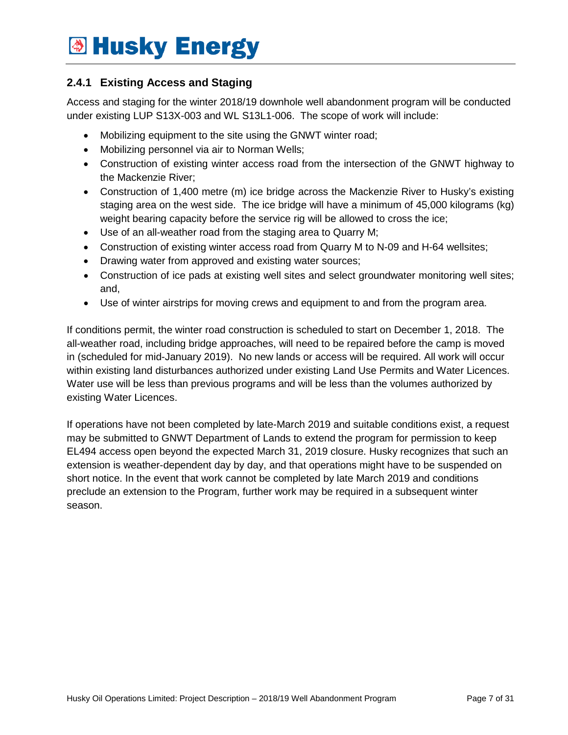### 2.4.1 Existing Access and Staging

Access and staging for the winter 2018/19 downhole well abandonment program will be conducted under existing LUP S13X-003 and WL S13L1-006. The scope of work will include:

- Mobilizing equipment to the site using the GNWT winter road;
- Mobilizing personnel via air to Norman Wells;
- Construction of existing winter access road from the intersection of the GNWT highway to the Mackenzie River;
- Construction of 1,400 metre (m) ice bridge across the Mackenzie River to Husky's existing staging area on the west side. The ice bridge will have a minimum of 45,000 kilograms (kg) weight bearing capacity before the service rig will be allowed to cross the ice;
- Use of an all-weather road from the staging area to Quarry M;
- Construction of existing winter access road from Quarry M to N-09 and H-64 wellsites;
- Drawing water from approved and existing water sources;
- Construction of ice pads at existing well sites and select groundwater monitoring well sites; and,
- Use of winter airstrips for moving crews and equipment to and from the program area.

If conditions permit, the winter road construction is scheduled to start on December 1, 2018. The all-weather road, including bridge approaches, will need to be repaired before the camp is moved in (scheduled for mid-January 2019). No new lands or access will be required. All work will occur within existing land disturbances authorized under existing Land Use Permits and Water Licences. Water use will be less than previous programs and will be less than the volumes authorized by existing Water Licences.

If operations have not been completed by late-March 2019 and suitable conditions exist, a request may be submitted to GNWT Department of Lands to extend the program for permission to keep EL494 access open beyond the expected March 31, 2019 closure. Husky recognizes that such an extension is weather-dependent day by day, and that operations might have to be suspended on short notice. In the event that work cannot be completed by late March 2019 and conditions preclude an extension to the Program, further work may be required in a subsequent winter season.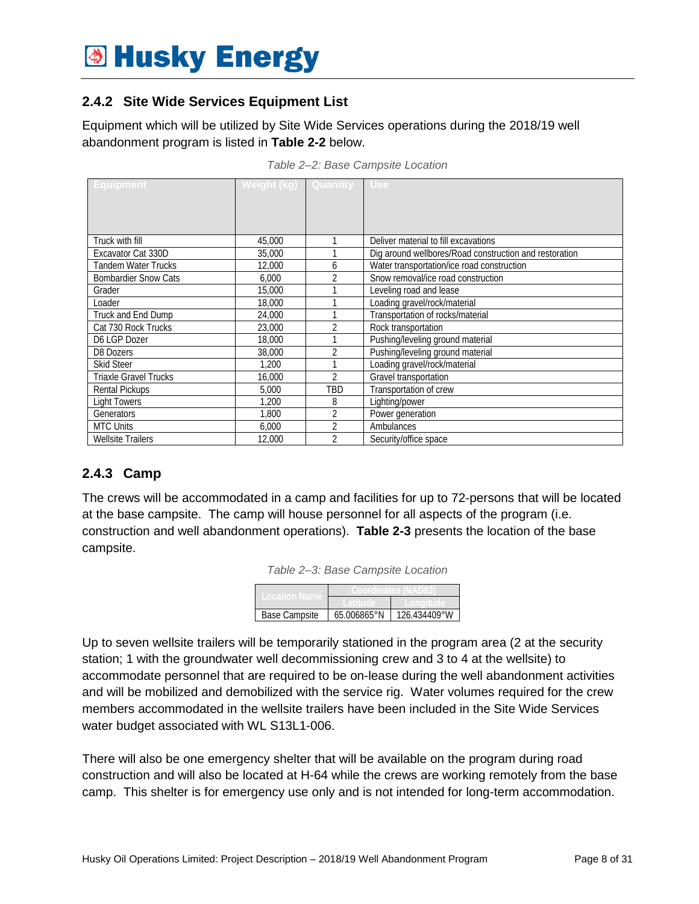### 2.4.2 Site Wide Services Equipment List

Equipment which will be utilized by Site Wide Services operations during the 2018/19 well abandonment program is listed in **Table 2-2** below.

*Table 2–2: Base Campsite Location*

| Equipment | Weight (kg) | Quantity | Use |
|---|---|---|---|
| Truck with fill | 45,000 | 1 | Deliver material to fill excavations |
| Excavator Cat 330D | 35,000 | 1 | Dig around wellbores/Road construction and restoration |
| Tandem Water Trucks | 12,000 | 6 | Water transportation/ice road construction |
| Bombardier Snow Cats | 6,000 | 2 | Snow removal/ice road construction |
| Grader | 15,000 | 1 | Leveling road and lease |
| Loader | 18,000 | 1 | Loading gravel/rock/material |
| Truck and End Dump | 24,000 | 1 | Transportation of rocks/material |
| Cat 730 Rock Trucks | 23,000 | 2 | Rock transportation |
| D6 LGP Dozer | 18,000 | 1 | Pushing/leveling ground material |
| D8 Dozers | 38,000 | 2 | Pushing/leveling ground material |
| Skid Steer | 1,200 | 1 | Loading gravel/rock/material |
| Triaxle Gravel Trucks | 16,000 | 2 | Gravel transportation |
| Rental Pickups | 5,000 | TBD | Transportation of crew |
| Light Towers | 1,200 | 8 | Lighting/power |
| Generators | 1,800 | 2 | Power generation |
| MTC Units | 6,000 | 2 | Ambulances |
| Wellsite Trailers | 12,000 | 2 | Security/office space |

### 2.4.3 Camp

The crews will be accommodated in a camp and facilities for up to 72-persons that will be located at the base campsite. The camp will house personnel for all aspects of the program (i.e. construction and well abandonment operations). **Table 2-3** presents the location of the base campsite.

*Table 2–3: Base Campsite Location*

| Location Name | Coordinates (NAD83) | |
|---|---|---|
| | Latitude | Longitude |
| Base Campsite | 65.006865°N | 126.434409°W |

Up to seven wellsite trailers will be temporarily stationed in the program area (2 at the security station; 1 with the groundwater well decommissioning crew and 3 to 4 at the wellsite) to accommodate personnel that are required to be on-lease during the well abandonment activities and will be mobilized and demobilized with the service rig. Water volumes required for the crew members accommodated in the wellsite trailers have been included in the Site Wide Services water budget associated with WL S13L1-006.

There will also be one emergency shelter that will be available on the program during road construction and will also be located at H-64 while the crews are working remotely from the base camp. This shelter is for emergency use only and is not intended for long-term accommodation.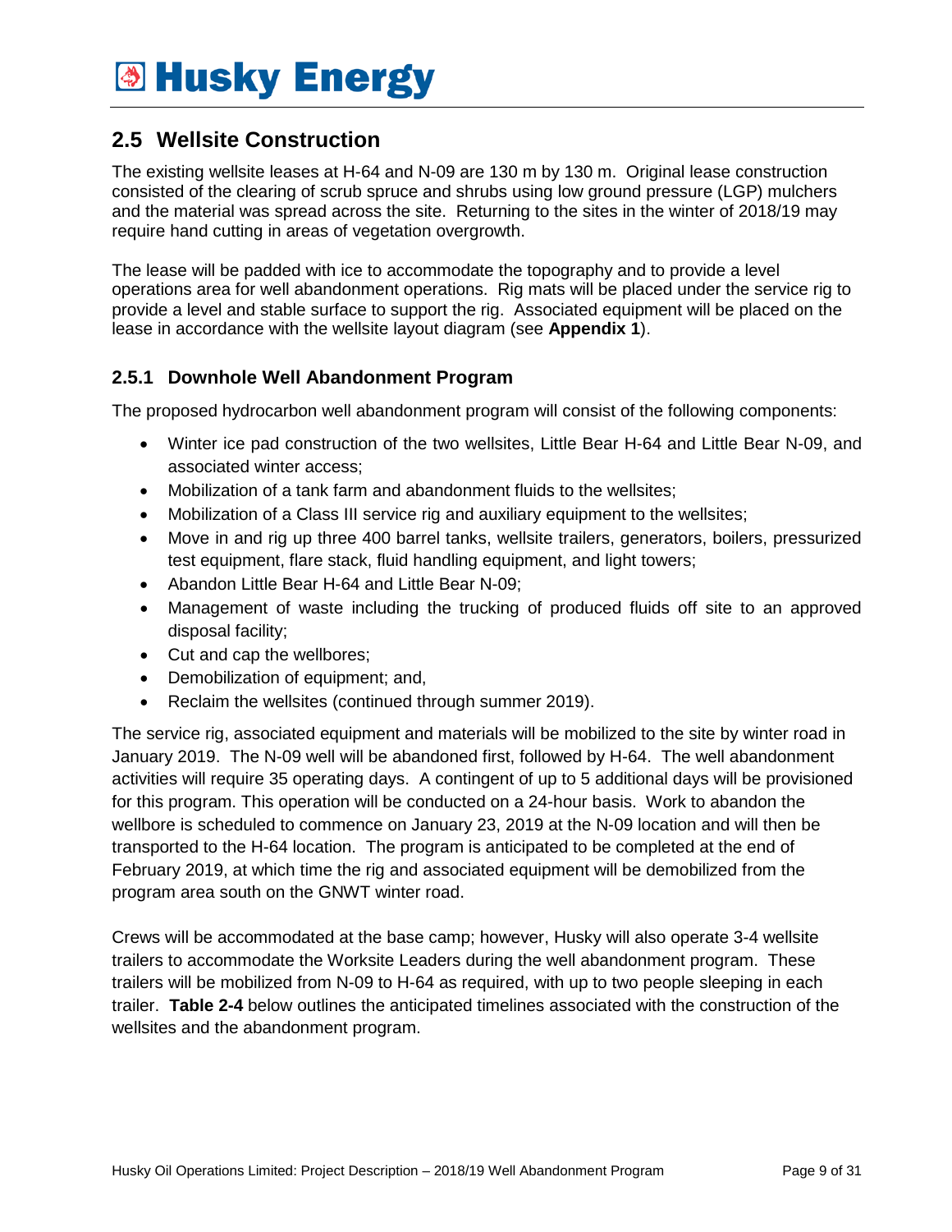## 2.5 Wellsite Construction

The existing wellsite leases at H-64 and N-09 are 130 m by 130 m. Original lease construction consisted of the clearing of scrub spruce and shrubs using low ground pressure (LGP) mulchers and the material was spread across the site. Returning to the sites in the winter of 2018/19 may require hand cutting in areas of vegetation overgrowth.

The lease will be padded with ice to accommodate the topography and to provide a level operations area for well abandonment operations. Rig mats will be placed under the service rig to provide a level and stable surface to support the rig. Associated equipment will be placed on the lease in accordance with the wellsite layout diagram (see **Appendix 1**).

### 2.5.1 Downhole Well Abandonment Program

The proposed hydrocarbon well abandonment program will consist of the following components:

- Winter ice pad construction of the two wellsites, Little Bear H-64 and Little Bear N-09, and associated winter access;
- Mobilization of a tank farm and abandonment fluids to the wellsites;
- Mobilization of a Class III service rig and auxiliary equipment to the wellsites;
- Move in and rig up three 400 barrel tanks, wellsite trailers, generators, boilers, pressurized test equipment, flare stack, fluid handling equipment, and light towers;
- Abandon Little Bear H-64 and Little Bear N-09;
- Management of waste including the trucking of produced fluids off site to an approved disposal facility;
- Cut and cap the wellbores;
- Demobilization of equipment; and,
- Reclaim the wellsites (continued through summer 2019).

The service rig, associated equipment and materials will be mobilized to the site by winter road in January 2019. The N-09 well will be abandoned first, followed by H-64. The well abandonment activities will require 35 operating days. A contingent of up to 5 additional days will be provisioned for this program. This operation will be conducted on a 24-hour basis. Work to abandon the wellbore is scheduled to commence on January 23, 2019 at the N-09 location and will then be transported to the H-64 location. The program is anticipated to be completed at the end of February 2019, at which time the rig and associated equipment will be demobilized from the program area south on the GNWT winter road.

Crews will be accommodated at the base camp; however, Husky will also operate 3-4 wellsite trailers to accommodate the Worksite Leaders during the well abandonment program. These trailers will be mobilized from N-09 to H-64 as required, with up to two people sleeping in each trailer. **Table 2-4** below outlines the anticipated timelines associated with the construction of the wellsites and the abandonment program.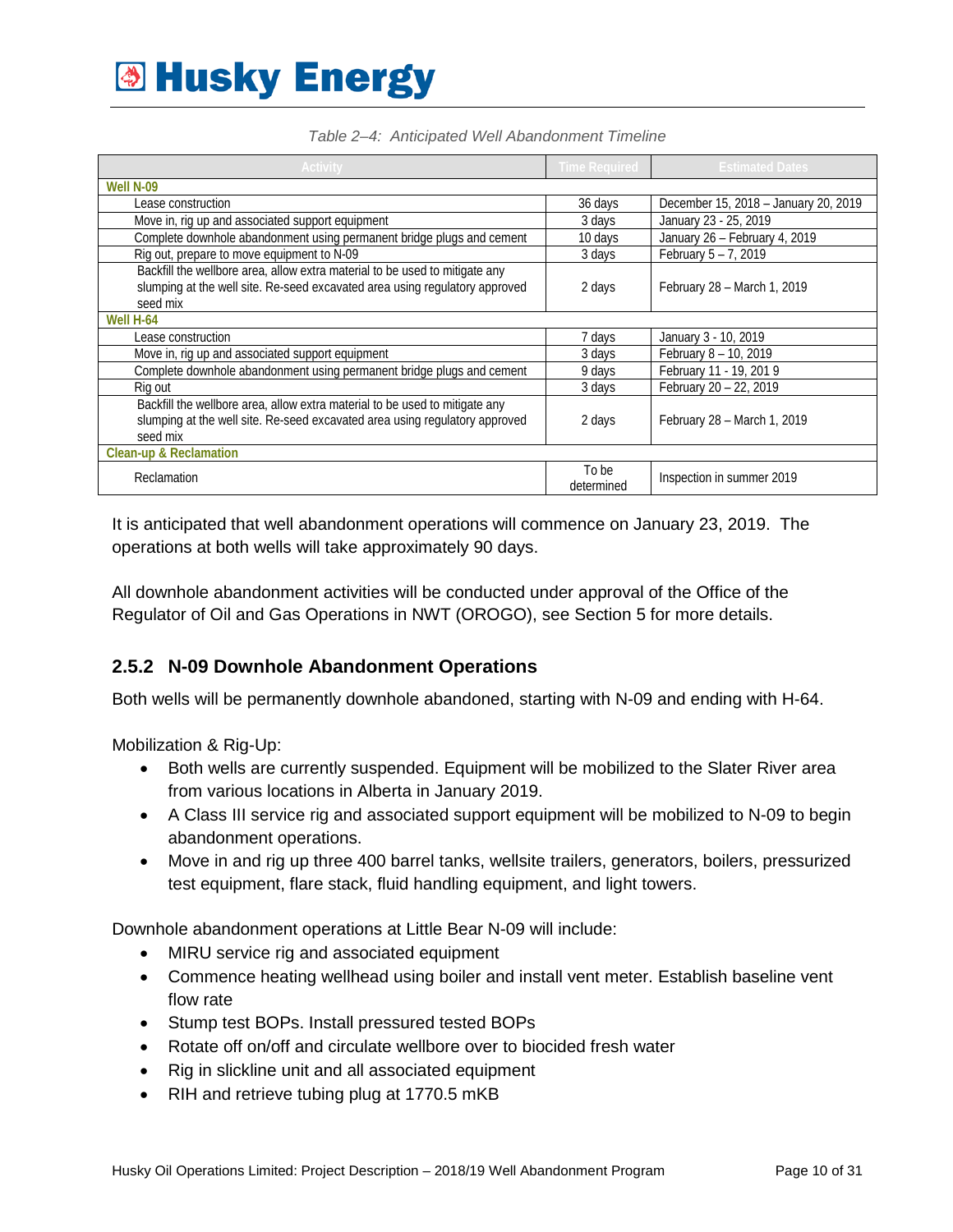*Table 2–4: Anticipated Well Abandonment Timeline*

| Activity | Time Required | Estimated Dates |
|---|---|---|
| **Well N-09** | | |
| Lease construction | 36 days | December 15, 2018 – January 20, 2019 |
| Move in, rig up and associated support equipment | 3 days | January 23 - 25, 2019 |
| Complete downhole abandonment using permanent bridge plugs and cement | 10 days | January 26 – February 4, 2019 |
| Rig out, prepare to move equipment to N-09 | 3 days | February 5 – 7, 2019 |
| Backfill the wellbore area, allow extra material to be used to mitigate any slumping at the well site. Re-seed excavated area using regulatory approved seed mix | 2 days | February 28 – March 1, 2019 |
| **Well H-64** | | |
| Lease construction | 7 days | January 3 - 10, 2019 |
| Move in, rig up and associated support equipment | 3 days | February 8 – 10, 2019 |
| Complete downhole abandonment using permanent bridge plugs and cement | 9 days | February 11 - 19, 201 9 |
| Rig out | 3 days | February 20 – 22, 2019 |
| Backfill the wellbore area, allow extra material to be used to mitigate any slumping at the well site. Re-seed excavated area using regulatory approved seed mix | 2 days | February 28 – March 1, 2019 |
| **Clean-up & Reclamation** | | |
| Reclamation | To be determined | Inspection in summer 2019 |

It is anticipated that well abandonment operations will commence on January 23, 2019. The operations at both wells will take approximately 90 days.

All downhole abandonment activities will be conducted under approval of the Office of the Regulator of Oil and Gas Operations in NWT (OROGO), see Section 5 for more details.

### 2.5.2 N-09 Downhole Abandonment Operations

Both wells will be permanently downhole abandoned, starting with N-09 and ending with H-64.

Mobilization & Rig-Up:

- Both wells are currently suspended. Equipment will be mobilized to the Slater River area from various locations in Alberta in January 2019.
- A Class III service rig and associated support equipment will be mobilized to N-09 to begin abandonment operations.
- Move in and rig up three 400 barrel tanks, wellsite trailers, generators, boilers, pressurized test equipment, flare stack, fluid handling equipment, and light towers.

Downhole abandonment operations at Little Bear N-09 will include:

- MIRU service rig and associated equipment
- Commence heating wellhead using boiler and install vent meter. Establish baseline vent flow rate
- Stump test BOPs. Install pressured tested BOPs
- Rotate off on/off and circulate wellbore over to biocided fresh water
- Rig in slickline unit and all associated equipment
- RIH and retrieve tubing plug at 1770.5 mKB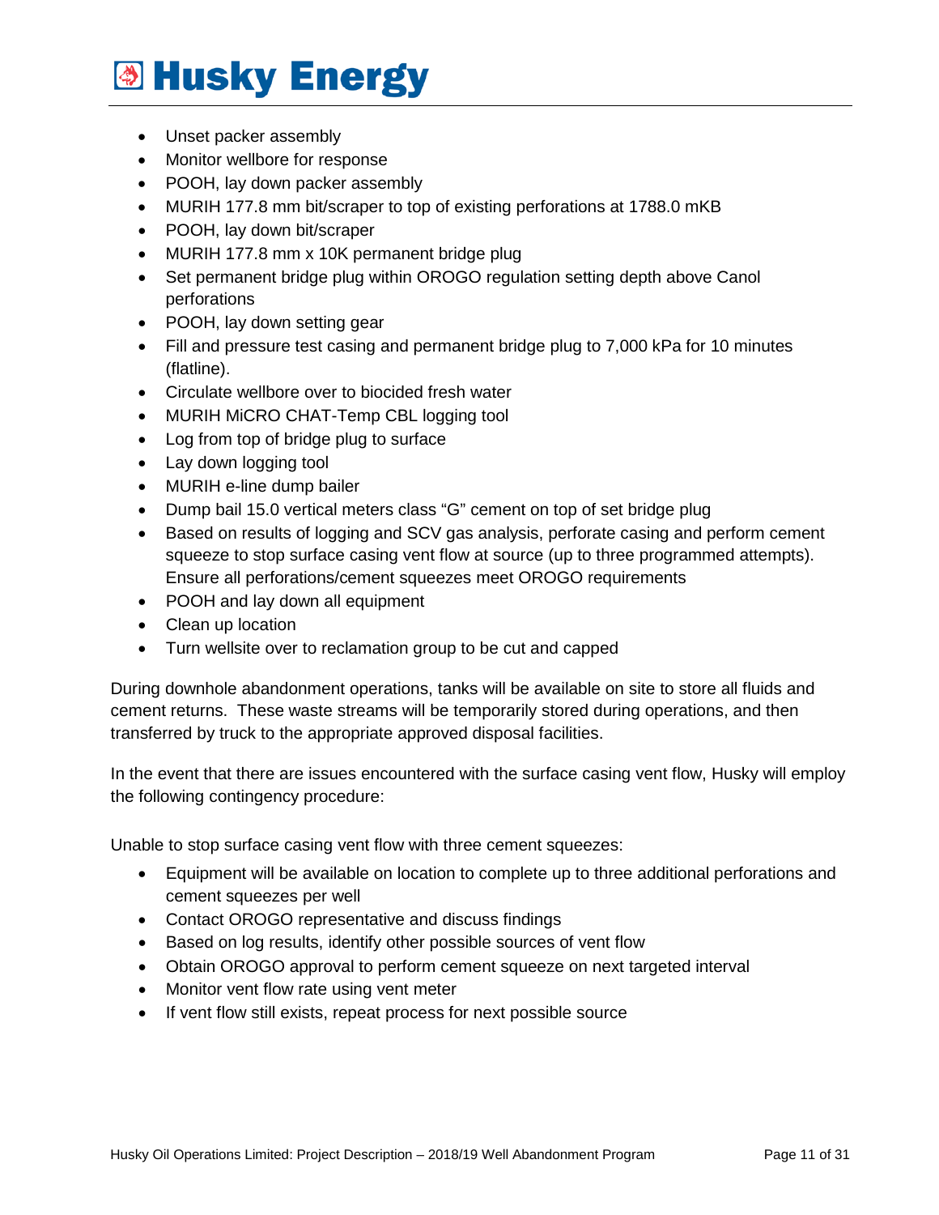- Unset packer assembly
- Monitor wellbore for response
- POOH, lay down packer assembly
- MURIH 177.8 mm bit/scraper to top of existing perforations at 1788.0 mKB
- POOH, lay down bit/scraper
- MURIH 177.8 mm x 10K permanent bridge plug
- Set permanent bridge plug within OROGO regulation setting depth above Canol perforations
- POOH, lay down setting gear
- Fill and pressure test casing and permanent bridge plug to 7,000 kPa for 10 minutes (flatline).
- Circulate wellbore over to biocided fresh water
- MURIH MiCRO CHAT-Temp CBL logging tool
- Log from top of bridge plug to surface
- Lay down logging tool
- MURIH e-line dump bailer
- Dump bail 15.0 vertical meters class "G" cement on top of set bridge plug
- Based on results of logging and SCV gas analysis, perforate casing and perform cement squeeze to stop surface casing vent flow at source (up to three programmed attempts). Ensure all perforations/cement squeezes meet OROGO requirements
- POOH and lay down all equipment
- Clean up location
- Turn wellsite over to reclamation group to be cut and capped

During downhole abandonment operations, tanks will be available on site to store all fluids and cement returns. These waste streams will be temporarily stored during operations, and then transferred by truck to the appropriate approved disposal facilities.

In the event that there are issues encountered with the surface casing vent flow, Husky will employ the following contingency procedure:

Unable to stop surface casing vent flow with three cement squeezes:

- Equipment will be available on location to complete up to three additional perforations and cement squeezes per well
- Contact OROGO representative and discuss findings
- Based on log results, identify other possible sources of vent flow
- Obtain OROGO approval to perform cement squeeze on next targeted interval
- Monitor vent flow rate using vent meter
- If vent flow still exists, repeat process for next possible source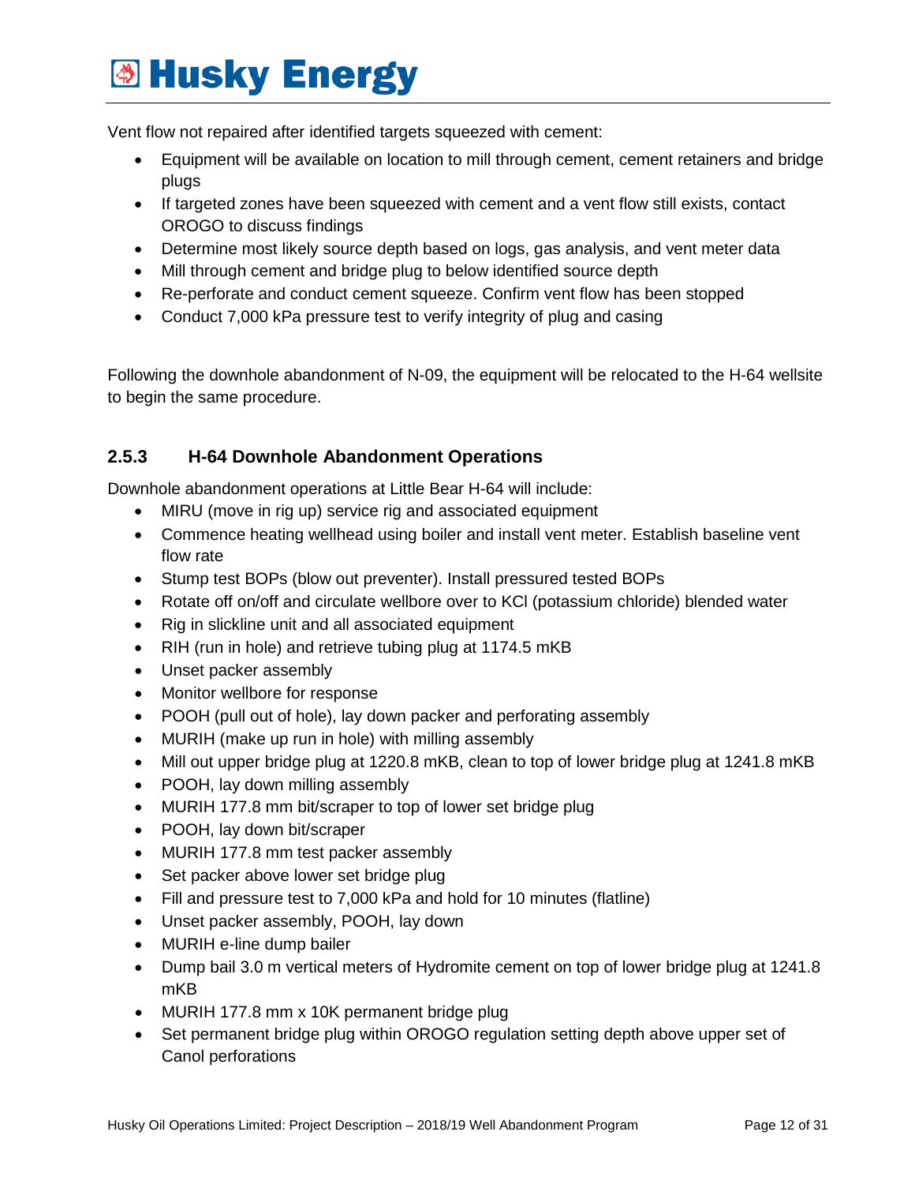Vent flow not repaired after identified targets squeezed with cement:

- Equipment will be available on location to mill through cement, cement retainers and bridge plugs
- If targeted zones have been squeezed with cement and a vent flow still exists, contact OROGO to discuss findings
- Determine most likely source depth based on logs, gas analysis, and vent meter data
- Mill through cement and bridge plug to below identified source depth
- Re-perforate and conduct cement squeeze. Confirm vent flow has been stopped
- Conduct 7,000 kPa pressure test to verify integrity of plug and casing

Following the downhole abandonment of N-09, the equipment will be relocated to the H-64 wellsite to begin the same procedure.

### 2.5.3 H-64 Downhole Abandonment Operations

Downhole abandonment operations at Little Bear H-64 will include:

- MIRU (move in rig up) service rig and associated equipment
- Commence heating wellhead using boiler and install vent meter. Establish baseline vent flow rate
- Stump test BOPs (blow out preventer). Install pressured tested BOPs
- Rotate off on/off and circulate wellbore over to KCl (potassium chloride) blended water
- Rig in slickline unit and all associated equipment
- RIH (run in hole) and retrieve tubing plug at 1174.5 mKB
- Unset packer assembly
- Monitor wellbore for response
- POOH (pull out of hole), lay down packer and perforating assembly
- MURIH (make up run in hole) with milling assembly
- Mill out upper bridge plug at 1220.8 mKB, clean to top of lower bridge plug at 1241.8 mKB
- POOH, lay down milling assembly
- MURIH 177.8 mm bit/scraper to top of lower set bridge plug
- POOH, lay down bit/scraper
- MURIH 177.8 mm test packer assembly
- Set packer above lower set bridge plug
- Fill and pressure test to 7,000 kPa and hold for 10 minutes (flatline)
- Unset packer assembly, POOH, lay down
- MURIH e-line dump bailer
- Dump bail 3.0 m vertical meters of Hydromite cement on top of lower bridge plug at 1241.8 mKB
- MURIH 177.8 mm x 10K permanent bridge plug
- Set permanent bridge plug within OROGO regulation setting depth above upper set of Canol perforations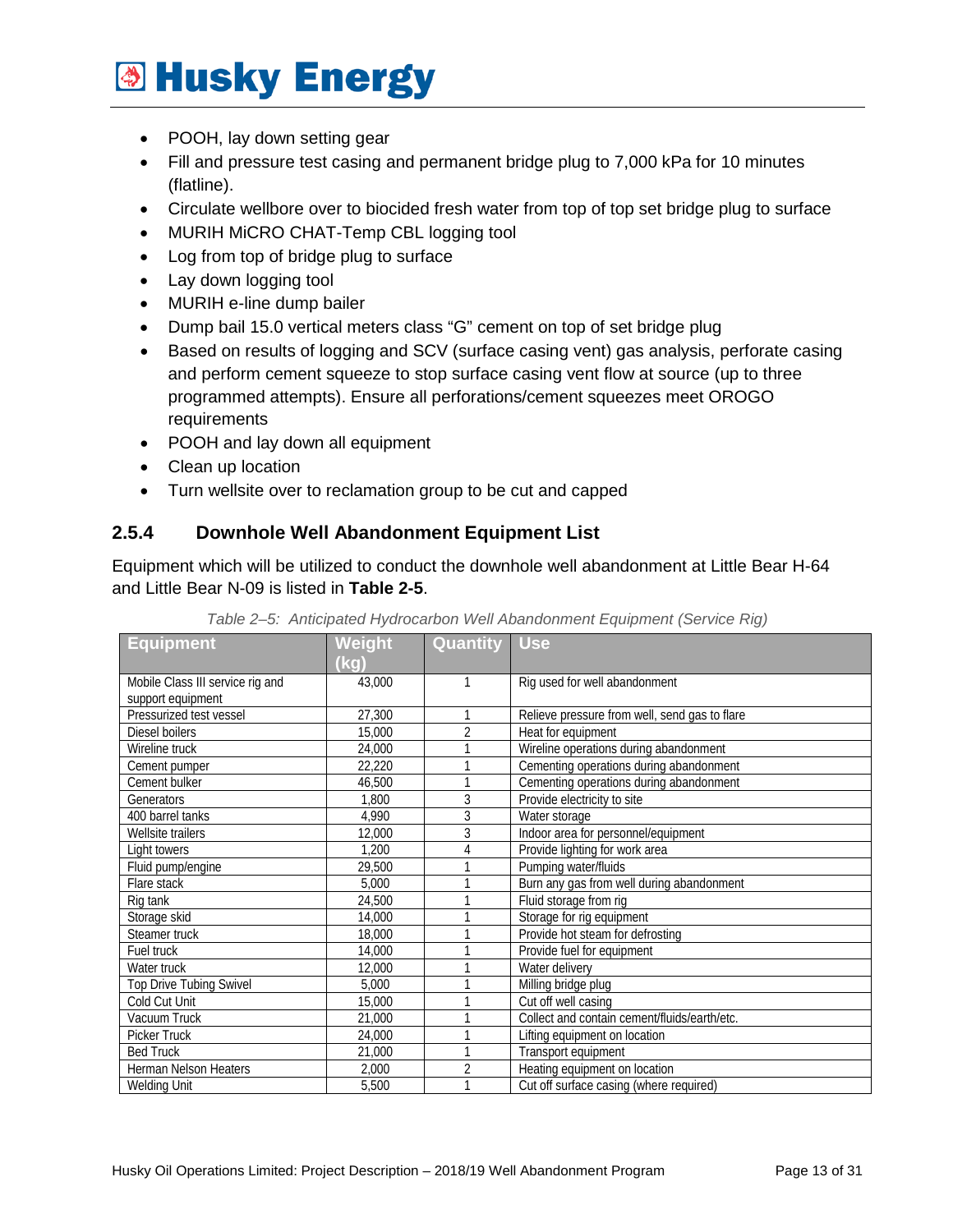- POOH, lay down setting gear
- Fill and pressure test casing and permanent bridge plug to 7,000 kPa for 10 minutes (flatline).
- Circulate wellbore over to biocided fresh water from top of top set bridge plug to surface
- MURIH MiCRO CHAT-Temp CBL logging tool
- Log from top of bridge plug to surface
- Lay down logging tool
- MURIH e-line dump bailer
- Dump bail 15.0 vertical meters class "G" cement on top of set bridge plug
- Based on results of logging and SCV (surface casing vent) gas analysis, perforate casing and perform cement squeeze to stop surface casing vent flow at source (up to three programmed attempts). Ensure all perforations/cement squeezes meet OROGO requirements
- POOH and lay down all equipment
- Clean up location
- Turn wellsite over to reclamation group to be cut and capped

### 2.5.4 Downhole Well Abandonment Equipment List

Equipment which will be utilized to conduct the downhole well abandonment at Little Bear H-64 and Little Bear N-09 is listed in **Table 2-5**.

*Table 2–5: Anticipated Hydrocarbon Well Abandonment Equipment (Service Rig)*

| Equipment | Weight (kg) | Quantity | Use |
|---|---|---|---|
| Mobile Class III service rig and support equipment | 43,000 | 1 | Rig used for well abandonment |
| Pressurized test vessel | 27,300 | 1 | Relieve pressure from well, send gas to flare |
| Diesel boilers | 15,000 | 2 | Heat for equipment |
| Wireline truck | 24,000 | 1 | Wireline operations during abandonment |
| Cement pumper | 22,220 | 1 | Cementing operations during abandonment |
| Cement bulker | 46,500 | 1 | Cementing operations during abandonment |
| Generators | 1,800 | 3 | Provide electricity to site |
| 400 barrel tanks | 4,990 | 3 | Water storage |
| Wellsite trailers | 12,000 | 3 | Indoor area for personnel/equipment |
| Light towers | 1,200 | 4 | Provide lighting for work area |
| Fluid pump/engine | 29,500 | 1 | Pumping water/fluids |
| Flare stack | 5,000 | 1 | Burn any gas from well during abandonment |
| Rig tank | 24,500 | 1 | Fluid storage from rig |
| Storage skid | 14,000 | 1 | Storage for rig equipment |
| Steamer truck | 18,000 | 1 | Provide hot steam for defrosting |
| Fuel truck | 14,000 | 1 | Provide fuel for equipment |
| Water truck | 12,000 | 1 | Water delivery |
| Top Drive Tubing Swivel | 5,000 | 1 | Milling bridge plug |
| Cold Cut Unit | 15,000 | 1 | Cut off well casing |
| Vacuum Truck | 21,000 | 1 | Collect and contain cement/fluids/earth/etc. |
| Picker Truck | 24,000 | 1 | Lifting equipment on location |
| Bed Truck | 21,000 | 1 | Transport equipment |
| Herman Nelson Heaters | 2,000 | 2 | Heating equipment on location |
| Welding Unit | 5,500 | 1 | Cut off surface casing (where required) |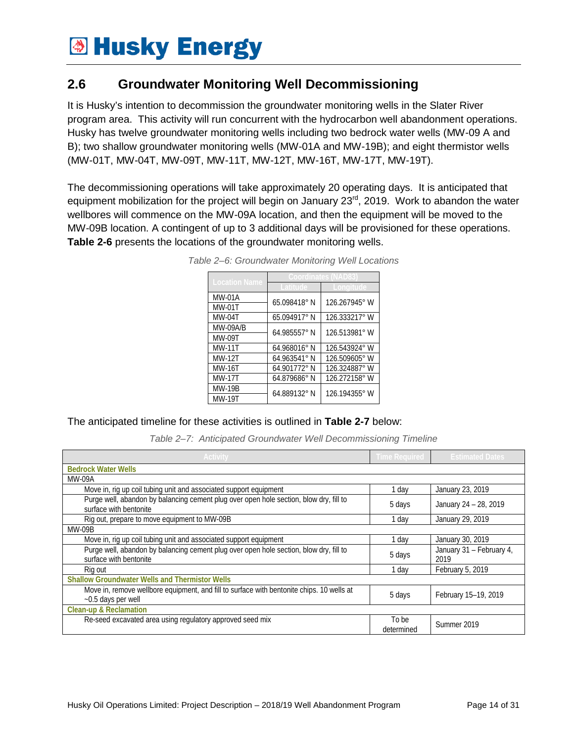## 2.6 Groundwater Monitoring Well Decommissioning

It is Husky's intention to decommission the groundwater monitoring wells in the Slater River program area. This activity will run concurrent with the hydrocarbon well abandonment operations. Husky has twelve groundwater monitoring wells including two bedrock water wells (MW-09 A and B); two shallow groundwater monitoring wells (MW-01A and MW-19B); and eight thermistor wells (MW-01T, MW-04T, MW-09T, MW-11T, MW-12T, MW-16T, MW-17T, MW-19T).

The decommissioning operations will take approximately 20 operating days. It is anticipated that equipment mobilization for the project will begin on January 23rd, 2019. Work to abandon the water wellbores will commence on the MW-09A location, and then the equipment will be moved to the MW-09B location. A contingent of up to 3 additional days will be provisioned for these operations. **Table 2-6** presents the locations of the groundwater monitoring wells.

*Table 2–6: Groundwater Monitoring Well Locations*

| Location Name | Coordinates (NAD83) | |
|---|---|---|
| | Latitude | Longitude |
| MW-01A | 65.098418° N | 126.267945° W |
| MW-01T | 65.098418° N | 126.267945° W |
| MW-04T | 65.094917° N | 126.333217° W |
| MW-09A/B | 64.985557° N | 126.513981° W |
| MW-09T | 64.985557° N | 126.513981° W |
| MW-11T | 64.968016° N | 126.543924° W |
| MW-12T | 64.963541° N | 126.509605° W |
| MW-16T | 64.901772° N | 126.324887° W |
| MW-17T | 64.879686° N | 126.272158° W |
| MW-19B | 64.889132° N | 126.194355° W |
| MW-19T | 64.889132° N | 126.194355° W |

The anticipated timeline for these activities is outlined in **Table 2-7** below:

*Table 2–7: Anticipated Groundwater Well Decommissioning Timeline*

| Activity | Time Required | Estimated Dates |
|---|---|---|
| **Bedrock Water Wells** | | |
| MW-09A | | |
| Move in, rig up coil tubing unit and associated support equipment | 1 day | January 23, 2019 |
| Purge well, abandon by balancing cement plug over open hole section, blow dry, fill to surface with bentonite | 5 days | January 24 – 28, 2019 |
| Rig out, prepare to move equipment to MW-09B | 1 day | January 29, 2019 |
| MW-09B | | |
| Move in, rig up coil tubing unit and associated support equipment | 1 day | January 30, 2019 |
| Purge well, abandon by balancing cement plug over open hole section, blow dry, fill to surface with bentonite | 5 days | January 31 – February 4, 2019 |
| Rig out | 1 day | February 5, 2019 |
| **Shallow Groundwater Wells and Thermistor Wells** | | |
| Move in, remove wellbore equipment, and fill to surface with bentonite chips. 10 wells at ~0.5 days per well | 5 days | February 15–19, 2019 |
| **Clean-up & Reclamation** | | |
| Re-seed excavated area using regulatory approved seed mix | To be determined | Summer 2019 |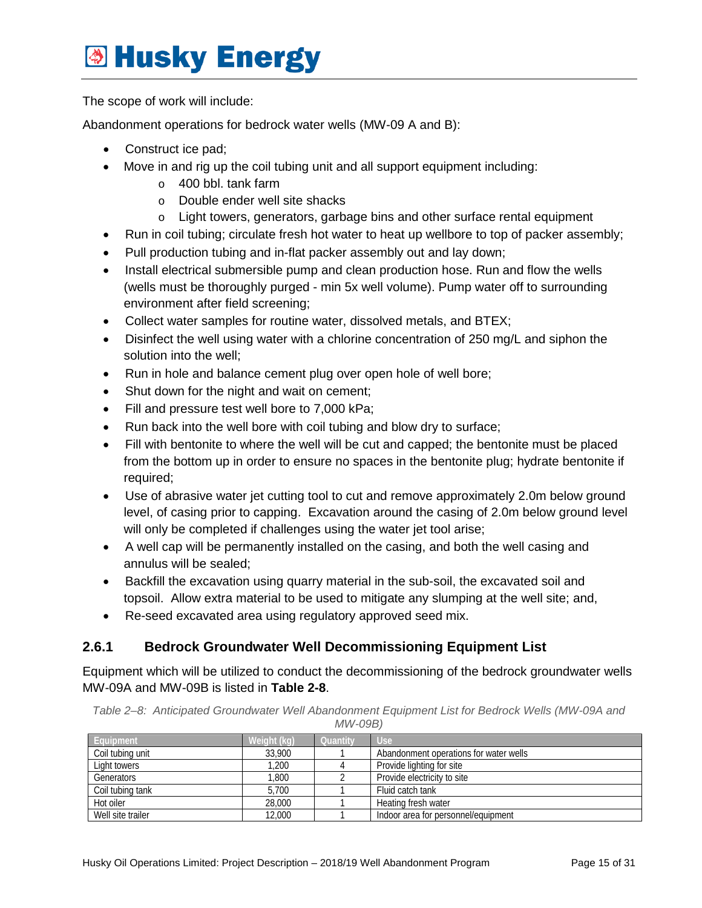The scope of work will include:

Abandonment operations for bedrock water wells (MW-09 A and B):

- Construct ice pad;
- Move in and rig up the coil tubing unit and all support equipment including:
  - 400 bbl. tank farm
  - Double ender well site shacks
  - Light towers, generators, garbage bins and other surface rental equipment
- Run in coil tubing; circulate fresh hot water to heat up wellbore to top of packer assembly;
- Pull production tubing and in-flat packer assembly out and lay down;
- Install electrical submersible pump and clean production hose. Run and flow the wells (wells must be thoroughly purged - min 5x well volume). Pump water off to surrounding environment after field screening;
- Collect water samples for routine water, dissolved metals, and BTEX;
- Disinfect the well using water with a chlorine concentration of 250 mg/L and siphon the solution into the well;
- Run in hole and balance cement plug over open hole of well bore;
- Shut down for the night and wait on cement;
- Fill and pressure test well bore to 7,000 kPa;
- Run back into the well bore with coil tubing and blow dry to surface;
- Fill with bentonite to where the well will be cut and capped; the bentonite must be placed from the bottom up in order to ensure no spaces in the bentonite plug; hydrate bentonite if required;
- Use of abrasive water jet cutting tool to cut and remove approximately 2.0m below ground level, of casing prior to capping. Excavation around the casing of 2.0m below ground level will only be completed if challenges using the water jet tool arise;
- A well cap will be permanently installed on the casing, and both the well casing and annulus will be sealed;
- Backfill the excavation using quarry material in the sub-soil, the excavated soil and topsoil. Allow extra material to be used to mitigate any slumping at the well site; and,
- Re-seed excavated area using regulatory approved seed mix.

### 2.6.1 Bedrock Groundwater Well Decommissioning Equipment List

Equipment which will be utilized to conduct the decommissioning of the bedrock groundwater wells MW-09A and MW-09B is listed in **Table 2-8**.

*Table 2–8: Anticipated Groundwater Well Abandonment Equipment List for Bedrock Wells (MW-09A and MW-09B)*

| Equipment | Weight (kg) | Quantity | Use |
|---|---|---|---|
| Coil tubing unit | 33,900 | 1 | Abandonment operations for water wells |
| Light towers | 1,200 | 4 | Provide lighting for site |
| Generators | 1,800 | 2 | Provide electricity to site |
| Coil tubing tank | 5,700 | 1 | Fluid catch tank |
| Hot oiler | 28,000 | 1 | Heating fresh water |
| Well site trailer | 12,000 | 1 | Indoor area for personnel/equipment |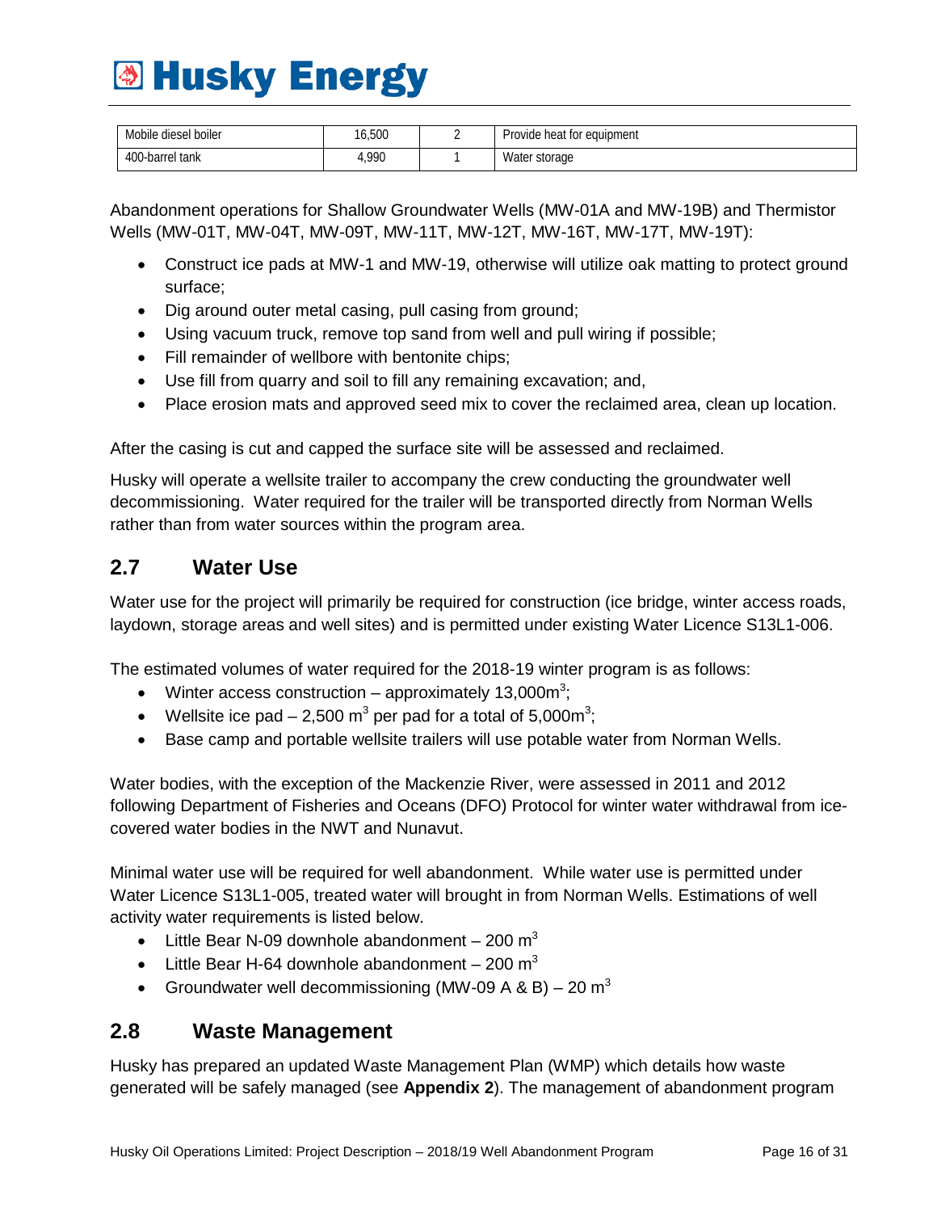| Mobile diesel boiler | 16,500 | 2 | Provide heat for equipment |
| --- | --- | --- | --- |
| 400-barrel tank | 4,990 | 1 | Water storage |

Abandonment operations for Shallow Groundwater Wells (MW-01A and MW-19B) and Thermistor Wells (MW-01T, MW-04T, MW-09T, MW-11T, MW-12T, MW-16T, MW-17T, MW-19T):

- Construct ice pads at MW-1 and MW-19, otherwise will utilize oak matting to protect ground surface;
- Dig around outer metal casing, pull casing from ground;
- Using vacuum truck, remove top sand from well and pull wiring if possible;
- Fill remainder of wellbore with bentonite chips;
- Use fill from quarry and soil to fill any remaining excavation; and,
- Place erosion mats and approved seed mix to cover the reclaimed area, clean up location.

After the casing is cut and capped the surface site will be assessed and reclaimed.

Husky will operate a wellsite trailer to accompany the crew conducting the groundwater well decommissioning. Water required for the trailer will be transported directly from Norman Wells rather than from water sources within the program area.

## 2.7 Water Use

Water use for the project will primarily be required for construction (ice bridge, winter access roads, laydown, storage areas and well sites) and is permitted under existing Water Licence S13L1-006.

The estimated volumes of water required for the 2018-19 winter program is as follows:

- Winter access construction – approximately 13,000m$^3$;
- Wellsite ice pad – 2,500 m$^3$ per pad for a total of 5,000m$^3$;
- Base camp and portable wellsite trailers will use potable water from Norman Wells.

Water bodies, with the exception of the Mackenzie River, were assessed in 2011 and 2012 following Department of Fisheries and Oceans (DFO) Protocol for winter water withdrawal from ice-covered water bodies in the NWT and Nunavut.

Minimal water use will be required for well abandonment. While water use is permitted under Water Licence S13L1-005, treated water will brought in from Norman Wells. Estimations of well activity water requirements is listed below.

- Little Bear N-09 downhole abandonment – 200 m$^3$
- Little Bear H-64 downhole abandonment – 200 m$^3$
- Groundwater well decommissioning (MW-09 A & B) – 20 m$^3$

## 2.8 Waste Management

Husky has prepared an updated Waste Management Plan (WMP) which details how waste generated will be safely managed (see **Appendix 2**). The management of abandonment program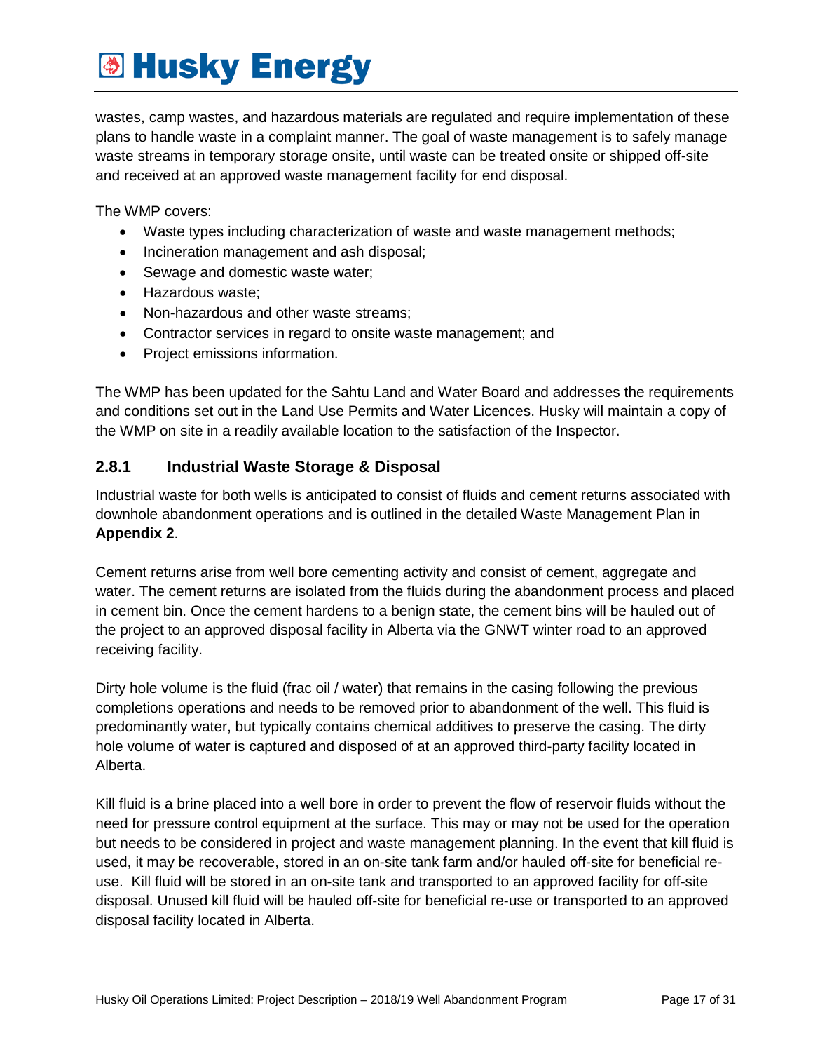wastes, camp wastes, and hazardous materials are regulated and require implementation of these plans to handle waste in a complaint manner. The goal of waste management is to safely manage waste streams in temporary storage onsite, until waste can be treated onsite or shipped off-site and received at an approved waste management facility for end disposal.

The WMP covers:

- Waste types including characterization of waste and waste management methods;
- Incineration management and ash disposal;
- Sewage and domestic waste water;
- Hazardous waste;
- Non-hazardous and other waste streams;
- Contractor services in regard to onsite waste management; and
- Project emissions information.

The WMP has been updated for the Sahtu Land and Water Board and addresses the requirements and conditions set out in the Land Use Permits and Water Licences. Husky will maintain a copy of the WMP on site in a readily available location to the satisfaction of the Inspector.

### 2.8.1 Industrial Waste Storage & Disposal

Industrial waste for both wells is anticipated to consist of fluids and cement returns associated with downhole abandonment operations and is outlined in the detailed Waste Management Plan in **Appendix 2**.

Cement returns arise from well bore cementing activity and consist of cement, aggregate and water. The cement returns are isolated from the fluids during the abandonment process and placed in cement bin. Once the cement hardens to a benign state, the cement bins will be hauled out of the project to an approved disposal facility in Alberta via the GNWT winter road to an approved receiving facility.

Dirty hole volume is the fluid (frac oil / water) that remains in the casing following the previous completions operations and needs to be removed prior to abandonment of the well. This fluid is predominantly water, but typically contains chemical additives to preserve the casing. The dirty hole volume of water is captured and disposed of at an approved third-party facility located in Alberta.

Kill fluid is a brine placed into a well bore in order to prevent the flow of reservoir fluids without the need for pressure control equipment at the surface. This may or may not be used for the operation but needs to be considered in project and waste management planning. In the event that kill fluid is used, it may be recoverable, stored in an on-site tank farm and/or hauled off-site for beneficial re-use. Kill fluid will be stored in an on-site tank and transported to an approved facility for off-site disposal. Unused kill fluid will be hauled off-site for beneficial re-use or transported to an approved disposal facility located in Alberta.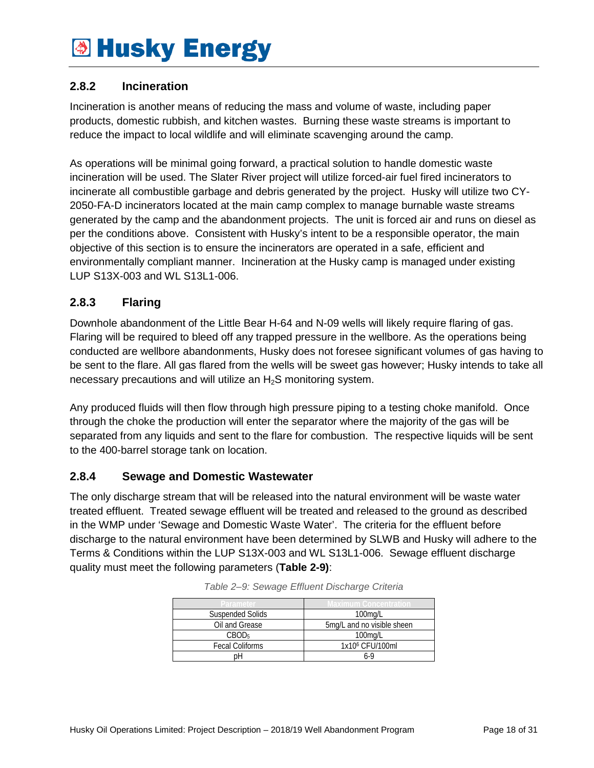### 2.8.2 Incineration

Incineration is another means of reducing the mass and volume of waste, including paper products, domestic rubbish, and kitchen wastes. Burning these waste streams is important to reduce the impact to local wildlife and will eliminate scavenging around the camp.

As operations will be minimal going forward, a practical solution to handle domestic waste incineration will be used. The Slater River project will utilize forced-air fuel fired incinerators to incinerate all combustible garbage and debris generated by the project. Husky will utilize two CY-2050-FA-D incinerators located at the main camp complex to manage burnable waste streams generated by the camp and the abandonment projects. The unit is forced air and runs on diesel as per the conditions above. Consistent with Husky's intent to be a responsible operator, the main objective of this section is to ensure the incinerators are operated in a safe, efficient and environmentally compliant manner. Incineration at the Husky camp is managed under existing LUP S13X-003 and WL S13L1-006.

### 2.8.3 Flaring

Downhole abandonment of the Little Bear H-64 and N-09 wells will likely require flaring of gas. Flaring will be required to bleed off any trapped pressure in the wellbore. As the operations being conducted are wellbore abandonments, Husky does not foresee significant volumes of gas having to be sent to the flare. All gas flared from the wells will be sweet gas however; Husky intends to take all necessary precautions and will utilize an $H_2S$ monitoring system.

Any produced fluids will then flow through high pressure piping to a testing choke manifold. Once through the choke the production will enter the separator where the majority of the gas will be separated from any liquids and sent to the flare for combustion. The respective liquids will be sent to the 400-barrel storage tank on location.

### 2.8.4 Sewage and Domestic Wastewater

The only discharge stream that will be released into the natural environment will be waste water treated effluent. Treated sewage effluent will be treated and released to the ground as described in the WMP under 'Sewage and Domestic Waste Water'. The criteria for the effluent before discharge to the natural environment have been determined by SLWB and Husky will adhere to the Terms & Conditions within the LUP S13X-003 and WL S13L1-006. Sewage effluent discharge quality must meet the following parameters (**Table 2-9)**:

*Table 2–9: Sewage Effluent Discharge Criteria*

| Parameter | Maximum Concentration |
|---|---|
| Suspended Solids | 100mg/L |
| Oil and Grease | 5mg/L and no visible sheen |
| $CBOD_5$ | 100mg/L |
| Fecal Coliforms | $1x10^6$ CFU/100ml |
| pH | 6-9 |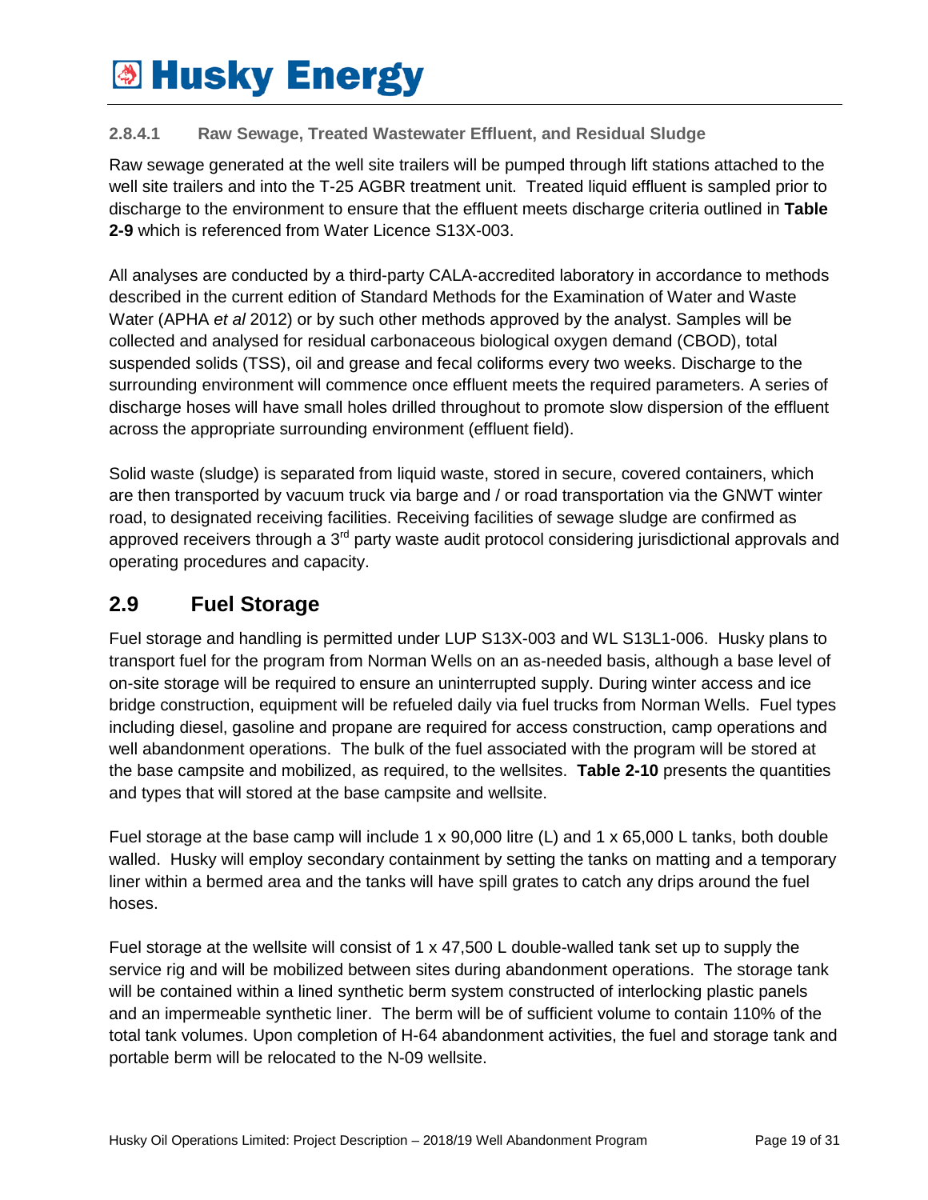#### 2.8.4.1 Raw Sewage, Treated Wastewater Effluent, and Residual Sludge

Raw sewage generated at the well site trailers will be pumped through lift stations attached to the well site trailers and into the T-25 AGBR treatment unit. Treated liquid effluent is sampled prior to discharge to the environment to ensure that the effluent meets discharge criteria outlined in **Table 2-9** which is referenced from Water Licence S13X-003.

All analyses are conducted by a third-party CALA-accredited laboratory in accordance to methods described in the current edition of Standard Methods for the Examination of Water and Waste Water (APHA *et al* 2012) or by such other methods approved by the analyst. Samples will be collected and analysed for residual carbonaceous biological oxygen demand (CBOD), total suspended solids (TSS), oil and grease and fecal coliforms every two weeks. Discharge to the surrounding environment will commence once effluent meets the required parameters. A series of discharge hoses will have small holes drilled throughout to promote slow dispersion of the effluent across the appropriate surrounding environment (effluent field).

Solid waste (sludge) is separated from liquid waste, stored in secure, covered containers, which are then transported by vacuum truck via barge and / or road transportation via the GNWT winter road, to designated receiving facilities. Receiving facilities of sewage sludge are confirmed as approved receivers through a 3rd party waste audit protocol considering jurisdictional approvals and operating procedures and capacity.

## 2.9 Fuel Storage

Fuel storage and handling is permitted under LUP S13X-003 and WL S13L1-006. Husky plans to transport fuel for the program from Norman Wells on an as-needed basis, although a base level of on-site storage will be required to ensure an uninterrupted supply. During winter access and ice bridge construction, equipment will be refueled daily via fuel trucks from Norman Wells. Fuel types including diesel, gasoline and propane are required for access construction, camp operations and well abandonment operations. The bulk of the fuel associated with the program will be stored at the base campsite and mobilized, as required, to the wellsites. **Table 2-10** presents the quantities and types that will stored at the base campsite and wellsite.

Fuel storage at the base camp will include 1 x 90,000 litre (L) and 1 x 65,000 L tanks, both double walled. Husky will employ secondary containment by setting the tanks on matting and a temporary liner within a bermed area and the tanks will have spill grates to catch any drips around the fuel hoses.

Fuel storage at the wellsite will consist of 1 x 47,500 L double-walled tank set up to supply the service rig and will be mobilized between sites during abandonment operations. The storage tank will be contained within a lined synthetic berm system constructed of interlocking plastic panels and an impermeable synthetic liner. The berm will be of sufficient volume to contain 110% of the total tank volumes. Upon completion of H-64 abandonment activities, the fuel and storage tank and portable berm will be relocated to the N-09 wellsite.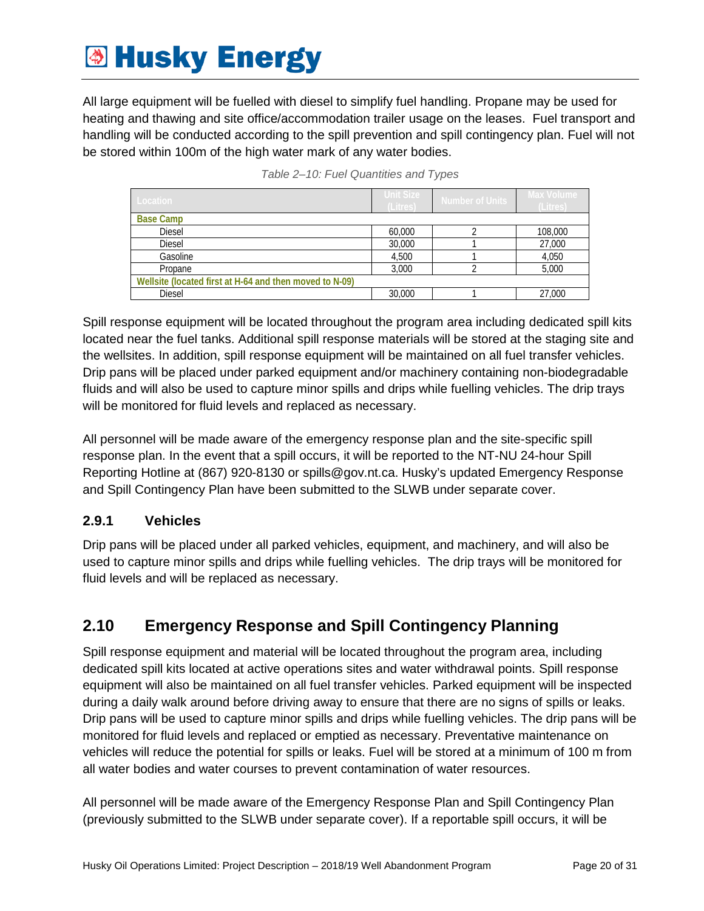All large equipment will be fuelled with diesel to simplify fuel handling. Propane may be used for heating and thawing and site office/accommodation trailer usage on the leases. Fuel transport and handling will be conducted according to the spill prevention and spill contingency plan. Fuel will not be stored within 100m of the high water mark of any water bodies.

*Table 2–10: Fuel Quantities and Types*

| Location | Unit Size (Litres) | Number of Units | Max Volume (Litres) |
|---|---|---|---|
| **Base Camp** | | | |
| Diesel | 60,000 | 2 | 108,000 |
| Diesel | 30,000 | 1 | 27,000 |
| Gasoline | 4,500 | 1 | 4,050 |
| Propane | 3,000 | 2 | 5,000 |
| **Wellsite (located first at H-64 and then moved to N-09)** | | | |
| Diesel | 30,000 | 1 | 27,000 |

Spill response equipment will be located throughout the program area including dedicated spill kits located near the fuel tanks. Additional spill response materials will be stored at the staging site and the wellsites. In addition, spill response equipment will be maintained on all fuel transfer vehicles. Drip pans will be placed under parked equipment and/or machinery containing non-biodegradable fluids and will also be used to capture minor spills and drips while fuelling vehicles. The drip trays will be monitored for fluid levels and replaced as necessary.

All personnel will be made aware of the emergency response plan and the site-specific spill response plan. In the event that a spill occurs, it will be reported to the NT-NU 24-hour Spill Reporting Hotline at (867) 920-8130 or spills@gov.nt.ca. Husky's updated Emergency Response and Spill Contingency Plan have been submitted to the SLWB under separate cover.

### 2.9.1 Vehicles

Drip pans will be placed under all parked vehicles, equipment, and machinery, and will also be used to capture minor spills and drips while fuelling vehicles. The drip trays will be monitored for fluid levels and will be replaced as necessary.

## 2.10 Emergency Response and Spill Contingency Planning

Spill response equipment and material will be located throughout the program area, including dedicated spill kits located at active operations sites and water withdrawal points. Spill response equipment will also be maintained on all fuel transfer vehicles. Parked equipment will be inspected during a daily walk around before driving away to ensure that there are no signs of spills or leaks. Drip pans will be used to capture minor spills and drips while fuelling vehicles. The drip pans will be monitored for fluid levels and replaced or emptied as necessary. Preventative maintenance on vehicles will reduce the potential for spills or leaks. Fuel will be stored at a minimum of 100 m from all water bodies and water courses to prevent contamination of water resources.

All personnel will be made aware of the Emergency Response Plan and Spill Contingency Plan (previously submitted to the SLWB under separate cover). If a reportable spill occurs, it will be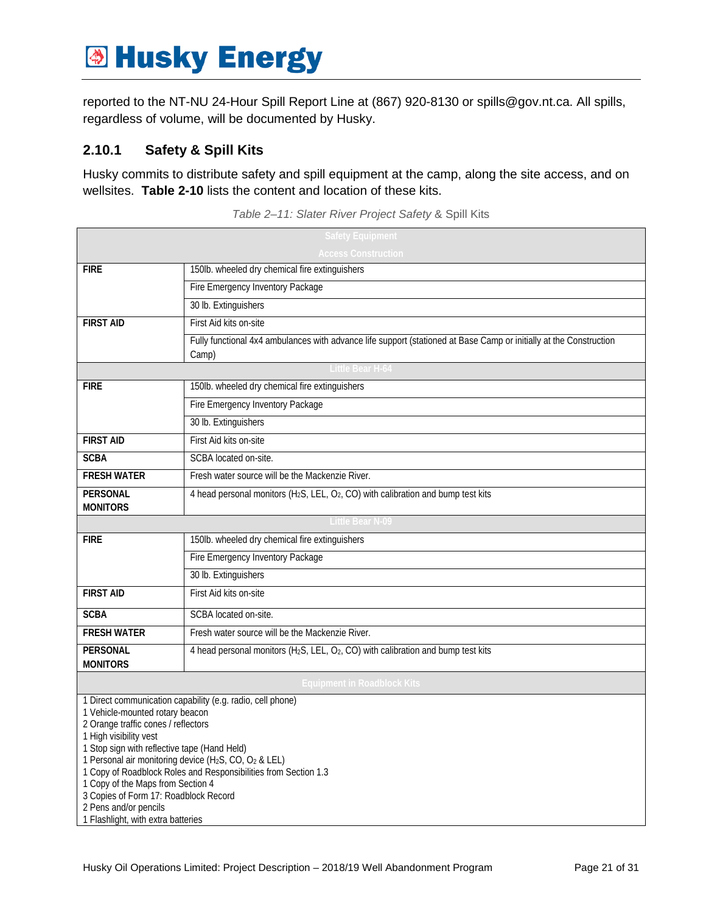reported to the NT-NU 24-Hour Spill Report Line at (867) 920-8130 or spills@gov.nt.ca. All spills, regardless of volume, will be documented by Husky.

### 2.10.1 Safety & Spill Kits

Husky commits to distribute safety and spill equipment at the camp, along the site access, and on wellsites. **Table 2-10** lists the content and location of these kits.

*Table 2–11: Slater River Project Safety* & Spill Kits

| Safety Equipment | |
|---|---|
| **Access Construction** | |
| **FIRE** | 150lb. wheeled dry chemical fire extinguishers |
| | Fire Emergency Inventory Package |
| | 30 lb. Extinguishers |
| **FIRST AID** | First Aid kits on-site |
| | Fully functional 4x4 ambulances with advance life support (stationed at Base Camp or initially at the Construction Camp) |
| **Little Bear H-64** | |
| **FIRE** | 150lb. wheeled dry chemical fire extinguishers |
| | Fire Emergency Inventory Package |
| | 30 lb. Extinguishers |
| **FIRST AID** | First Aid kits on-site |
| **SCBA** | SCBA located on-site. |
| **FRESH WATER** | Fresh water source will be the Mackenzie River. |
| **PERSONAL MONITORS** | 4 head personal monitors ($H_2S$, LEL, $O_2$, CO) with calibration and bump test kits |
| **Little Bear N-09** | |
| **FIRE** | 150lb. wheeled dry chemical fire extinguishers |
| | Fire Emergency Inventory Package |
| | 30 lb. Extinguishers |
| **FIRST AID** | First Aid kits on-site |
| **SCBA** | SCBA located on-site. |
| **FRESH WATER** | Fresh water source will be the Mackenzie River. |
| **PERSONAL MONITORS** | 4 head personal monitors ($H_2S$, LEL, $O_2$, CO) with calibration and bump test kits |
| **Equipment in Roadblock Kits** | |
| 1 Direct communication capability (e.g. radio, cell phone)<br>1 Vehicle-mounted rotary beacon<br>2 Orange traffic cones / reflectors<br>1 High visibility vest<br>1 Stop sign with reflective tape (Hand Held)<br>1 Personal air monitoring device ($H_2S$, CO, $O_2$ & LEL)<br>1 Copy of Roadblock Roles and Responsibilities from Section 1.3<br>1 Copy of the Maps from Section 4<br>3 Copies of Form 17: Roadblock Record<br>2 Pens and/or pencils<br>1 Flashlight, with extra batteries | |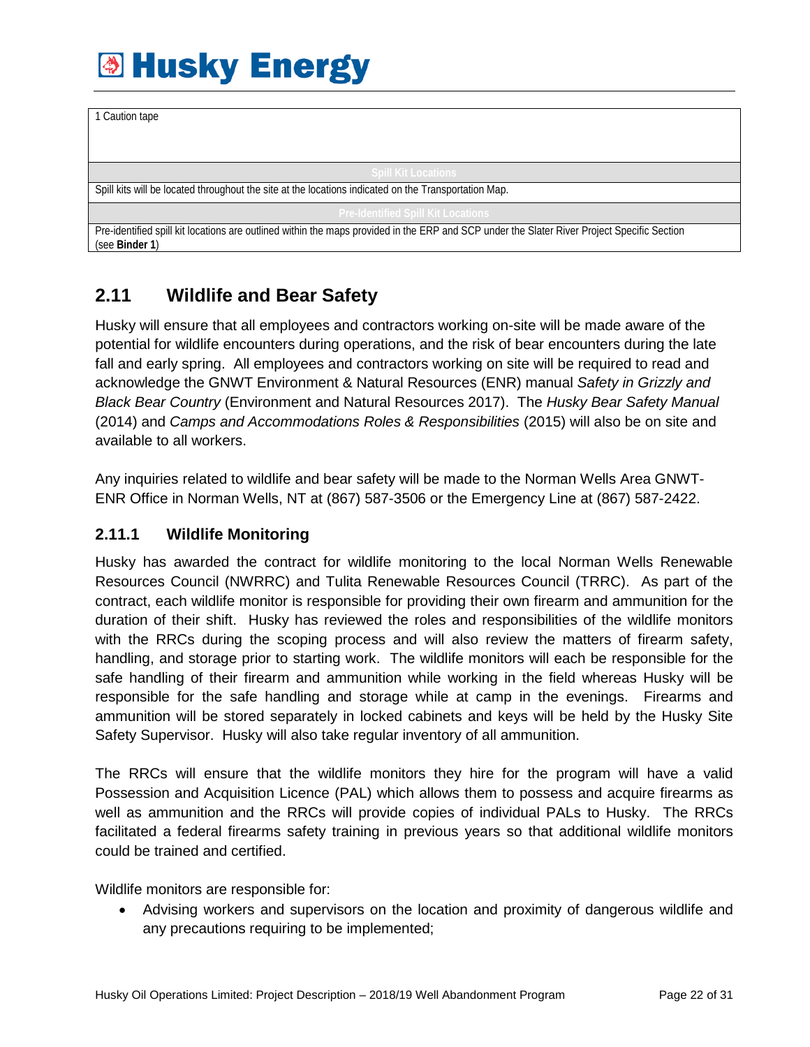| 1 Caution tape |
|---|
| **Spill Kit Locations** |
| Spill kits will be located throughout the site at the locations indicated on the Transportation Map. |
| **Pre-Identified Spill Kit Locations** |
| Pre-identified spill kit locations are outlined within the maps provided in the ERP and SCP under the Slater River Project Specific Section (see **Binder 1**) |

## 2.11 Wildlife and Bear Safety

Husky will ensure that all employees and contractors working on-site will be made aware of the potential for wildlife encounters during operations, and the risk of bear encounters during the late fall and early spring. All employees and contractors working on site will be required to read and acknowledge the GNWT Environment & Natural Resources (ENR) manual *Safety in Grizzly and Black Bear Country* (Environment and Natural Resources 2017). The *Husky Bear Safety Manual* (2014) and *Camps and Accommodations Roles & Responsibilities* (2015) will also be on site and available to all workers.

Any inquiries related to wildlife and bear safety will be made to the Norman Wells Area GNWT-ENR Office in Norman Wells, NT at (867) 587-3506 or the Emergency Line at (867) 587-2422.

### 2.11.1 Wildlife Monitoring

Husky has awarded the contract for wildlife monitoring to the local Norman Wells Renewable Resources Council (NWRRC) and Tulita Renewable Resources Council (TRRC). As part of the contract, each wildlife monitor is responsible for providing their own firearm and ammunition for the duration of their shift. Husky has reviewed the roles and responsibilities of the wildlife monitors with the RRCs during the scoping process and will also review the matters of firearm safety, handling, and storage prior to starting work. The wildlife monitors will each be responsible for the safe handling of their firearm and ammunition while working in the field whereas Husky will be responsible for the safe handling and storage while at camp in the evenings. Firearms and ammunition will be stored separately in locked cabinets and keys will be held by the Husky Site Safety Supervisor. Husky will also take regular inventory of all ammunition.

The RRCs will ensure that the wildlife monitors they hire for the program will have a valid Possession and Acquisition Licence (PAL) which allows them to possess and acquire firearms as well as ammunition and the RRCs will provide copies of individual PALs to Husky. The RRCs facilitated a federal firearms safety training in previous years so that additional wildlife monitors could be trained and certified.

Wildlife monitors are responsible for:

- Advising workers and supervisors on the location and proximity of dangerous wildlife and any precautions requiring to be implemented;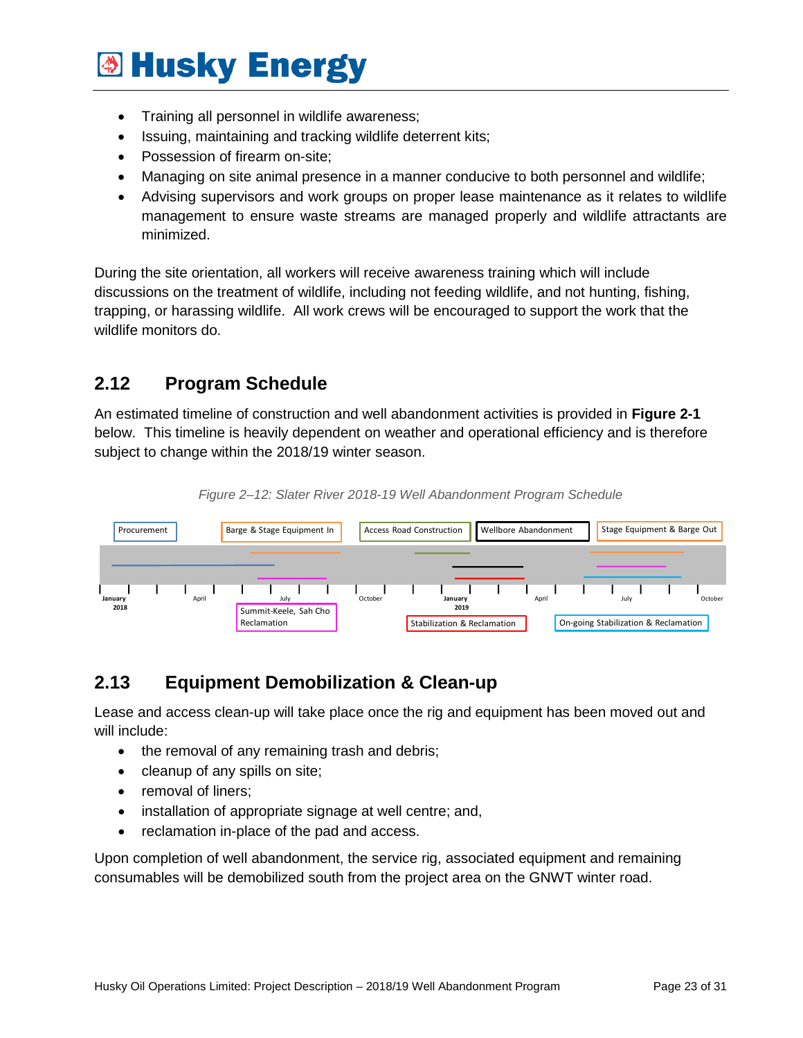- Training all personnel in wildlife awareness;
- Issuing, maintaining and tracking wildlife deterrent kits;
- Possession of firearm on-site;
- Managing on site animal presence in a manner conducive to both personnel and wildlife;
- Advising supervisors and work groups on proper lease maintenance as it relates to wildlife management to ensure waste streams are managed properly and wildlife attractants are minimized.

During the site orientation, all workers will receive awareness training which will include discussions on the treatment of wildlife, including not feeding wildlife, and not hunting, fishing, trapping, or harassing wildlife. All work crews will be encouraged to support the work that the wildlife monitors do.

## 2.12 Program Schedule

An estimated timeline of construction and well abandonment activities is provided in **Figure 2-1** below. This timeline is heavily dependent on weather and operational efficiency and is therefore subject to change within the 2018/19 winter season.

*Figure 2–12: Slater River 2018-19 Well Abandonment Program Schedule*

Procurement | Barge & Stage Equipment In | Access Road Construction | Wellbore Abandonment | Stage Equipment & Barge Out

January 2018 | April | July | October | January 2019 | April | July | October

Summit-Keele, Sah Cho Reclamation | Stabilization & Reclamation | On-going Stabilization & Reclamation

## 2.13 Equipment Demobilization & Clean-up

Lease and access clean-up will take place once the rig and equipment has been moved out and will include:

- the removal of any remaining trash and debris;
- cleanup of any spills on site;
- removal of liners;
- installation of appropriate signage at well centre; and,
- reclamation in-place of the pad and access.

Upon completion of well abandonment, the service rig, associated equipment and remaining consumables will be demobilized south from the project area on the GNWT winter road.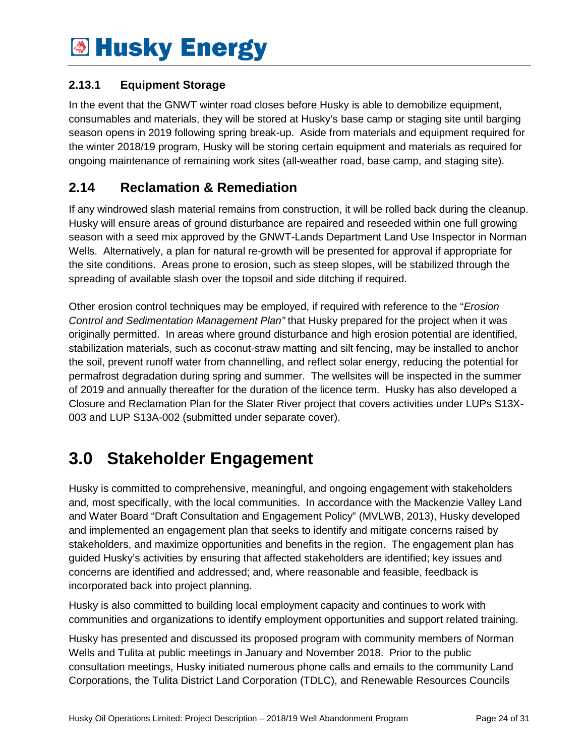### 2.13.1 Equipment Storage

In the event that the GNWT winter road closes before Husky is able to demobilize equipment, consumables and materials, they will be stored at Husky's base camp or staging site until barging season opens in 2019 following spring break-up. Aside from materials and equipment required for the winter 2018/19 program, Husky will be storing certain equipment and materials as required for ongoing maintenance of remaining work sites (all-weather road, base camp, and staging site).

## 2.14 Reclamation & Remediation

If any windrowed slash material remains from construction, it will be rolled back during the cleanup. Husky will ensure areas of ground disturbance are repaired and reseeded within one full growing season with a seed mix approved by the GNWT-Lands Department Land Use Inspector in Norman Wells. Alternatively, a plan for natural re-growth will be presented for approval if appropriate for the site conditions. Areas prone to erosion, such as steep slopes, will be stabilized through the spreading of available slash over the topsoil and side ditching if required.

Other erosion control techniques may be employed, if required with reference to the "*Erosion Control and Sedimentation Management Plan"* that Husky prepared for the project when it was originally permitted. In areas where ground disturbance and high erosion potential are identified, stabilization materials, such as coconut-straw matting and silt fencing, may be installed to anchor the soil, prevent runoff water from channelling, and reflect solar energy, reducing the potential for permafrost degradation during spring and summer. The wellsites will be inspected in the summer of 2019 and annually thereafter for the duration of the licence term. Husky has also developed a Closure and Reclamation Plan for the Slater River project that covers activities under LUPs S13X-003 and LUP S13A-002 (submitted under separate cover).

# 3.0 Stakeholder Engagement

Husky is committed to comprehensive, meaningful, and ongoing engagement with stakeholders and, most specifically, with the local communities. In accordance with the Mackenzie Valley Land and Water Board "Draft Consultation and Engagement Policy" (MVLWB, 2013), Husky developed and implemented an engagement plan that seeks to identify and mitigate concerns raised by stakeholders, and maximize opportunities and benefits in the region. The engagement plan has guided Husky's activities by ensuring that affected stakeholders are identified; key issues and concerns are identified and addressed; and, where reasonable and feasible, feedback is incorporated back into project planning.

Husky is also committed to building local employment capacity and continues to work with communities and organizations to identify employment opportunities and support related training.

Husky has presented and discussed its proposed program with community members of Norman Wells and Tulita at public meetings in January and November 2018. Prior to the public consultation meetings, Husky initiated numerous phone calls and emails to the community Land Corporations, the Tulita District Land Corporation (TDLC), and Renewable Resources Councils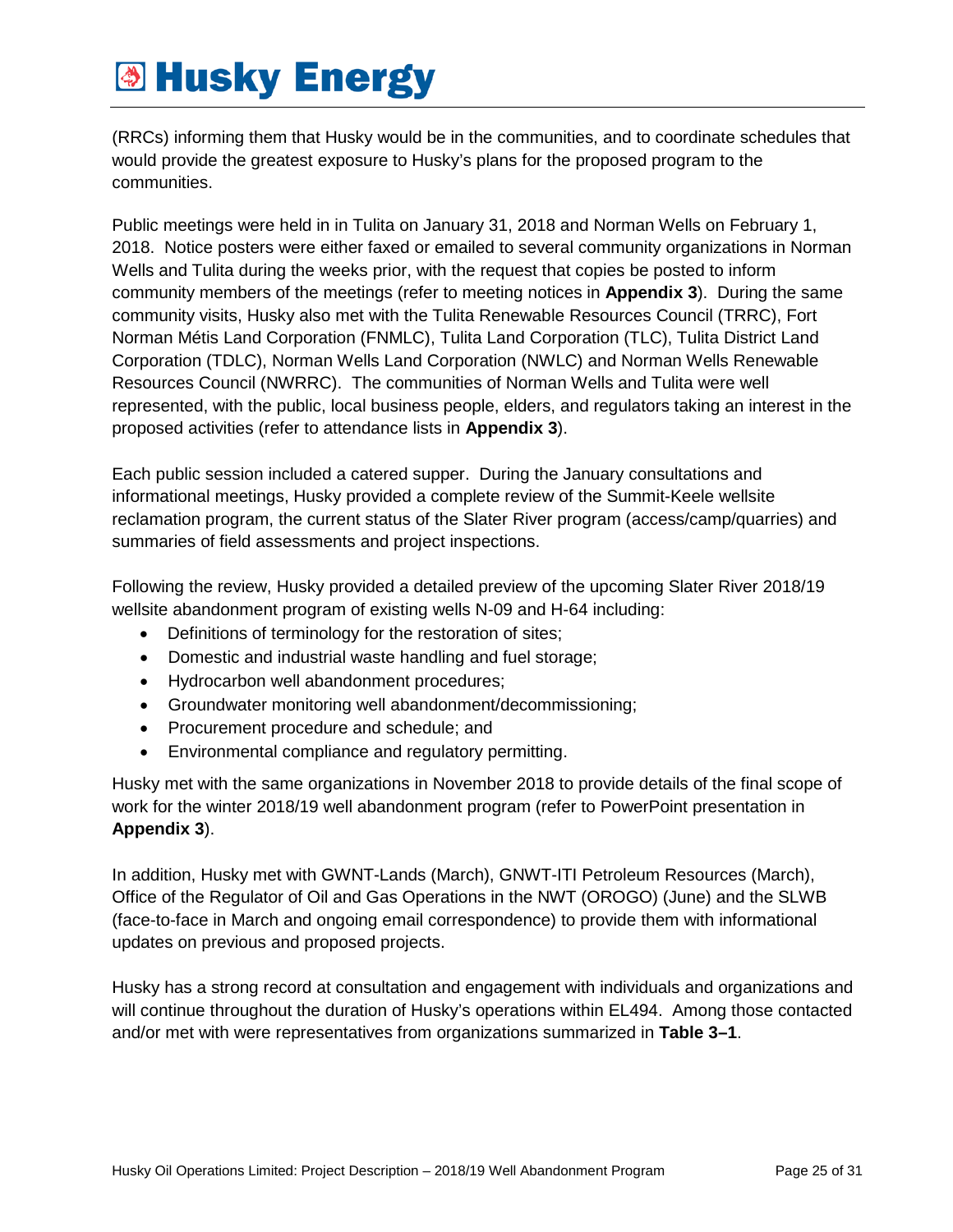(RRCs) informing them that Husky would be in the communities, and to coordinate schedules that would provide the greatest exposure to Husky's plans for the proposed program to the communities.

Public meetings were held in in Tulita on January 31, 2018 and Norman Wells on February 1, 2018. Notice posters were either faxed or emailed to several community organizations in Norman Wells and Tulita during the weeks prior, with the request that copies be posted to inform community members of the meetings (refer to meeting notices in **Appendix 3**). During the same community visits, Husky also met with the Tulita Renewable Resources Council (TRRC), Fort Norman Métis Land Corporation (FNMLC), Tulita Land Corporation (TLC), Tulita District Land Corporation (TDLC), Norman Wells Land Corporation (NWLC) and Norman Wells Renewable Resources Council (NWRRC). The communities of Norman Wells and Tulita were well represented, with the public, local business people, elders, and regulators taking an interest in the proposed activities (refer to attendance lists in **Appendix 3**).

Each public session included a catered supper. During the January consultations and informational meetings, Husky provided a complete review of the Summit-Keele wellsite reclamation program, the current status of the Slater River program (access/camp/quarries) and summaries of field assessments and project inspections.

Following the review, Husky provided a detailed preview of the upcoming Slater River 2018/19 wellsite abandonment program of existing wells N-09 and H-64 including:

- Definitions of terminology for the restoration of sites;
- Domestic and industrial waste handling and fuel storage;
- Hydrocarbon well abandonment procedures;
- Groundwater monitoring well abandonment/decommissioning;
- Procurement procedure and schedule; and
- Environmental compliance and regulatory permitting.

Husky met with the same organizations in November 2018 to provide details of the final scope of work for the winter 2018/19 well abandonment program (refer to PowerPoint presentation in **Appendix 3**).

In addition, Husky met with GWNT-Lands (March), GNWT-ITI Petroleum Resources (March), Office of the Regulator of Oil and Gas Operations in the NWT (OROGO) (June) and the SLWB (face-to-face in March and ongoing email correspondence) to provide them with informational updates on previous and proposed projects.

Husky has a strong record at consultation and engagement with individuals and organizations and will continue throughout the duration of Husky's operations within EL494. Among those contacted and/or met with were representatives from organizations summarized in **Table 3–1**.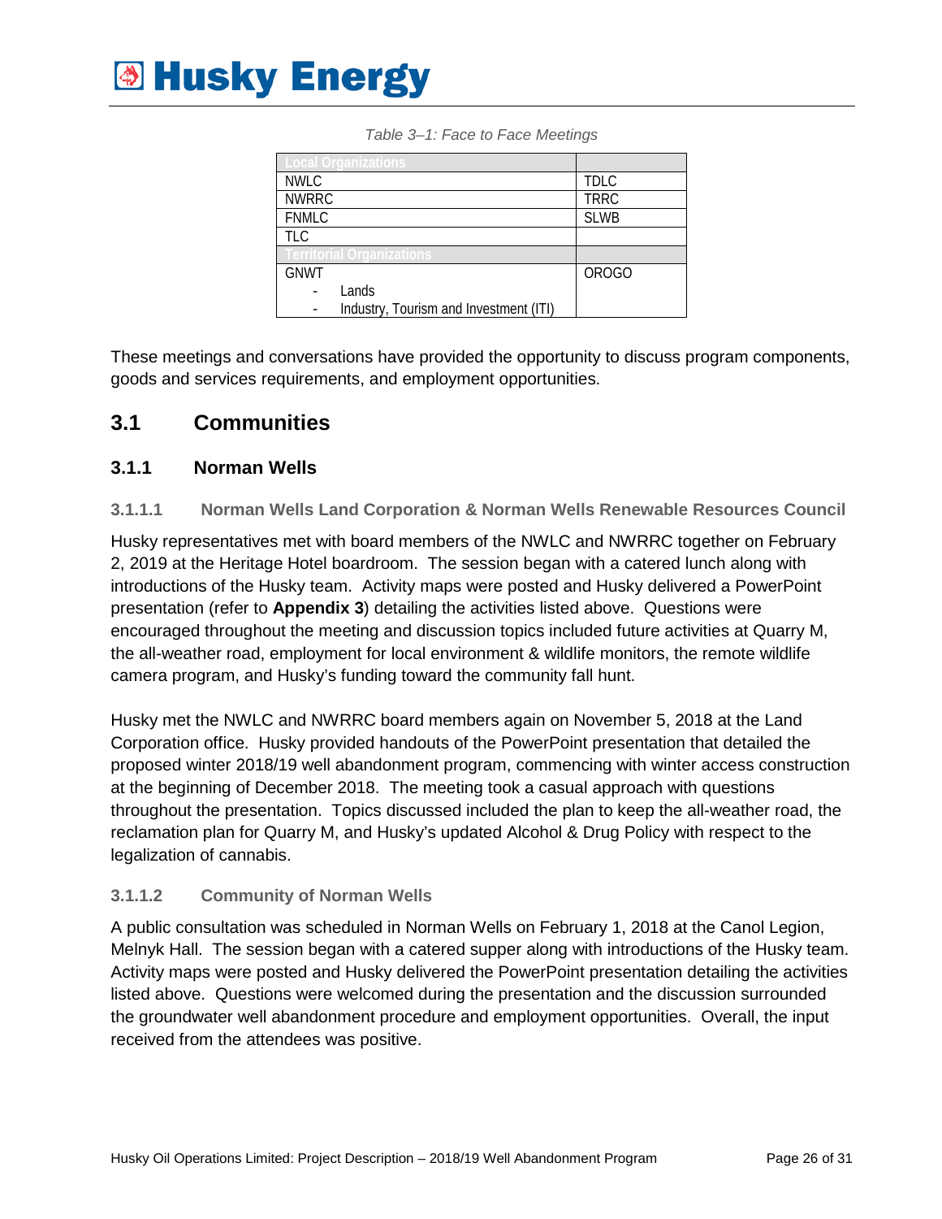*Table 3–1: Face to Face Meetings*

| Local Organizations | |
|---|---|
| NWLC | TDLC |
| NWRRC | TRRC |
| FNMLC | SLWB |
| TLC | |
| **Territorial Organizations** | |
| GNWT<br>- Lands<br>- Industry, Tourism and Investment (ITI) | OROGO |

These meetings and conversations have provided the opportunity to discuss program components, goods and services requirements, and employment opportunities.

## 3.1 Communities

### 3.1.1 Norman Wells

#### 3.1.1.1 Norman Wells Land Corporation & Norman Wells Renewable Resources Council

Husky representatives met with board members of the NWLC and NWRRC together on February 2, 2019 at the Heritage Hotel boardroom. The session began with a catered lunch along with introductions of the Husky team. Activity maps were posted and Husky delivered a PowerPoint presentation (refer to **Appendix 3**) detailing the activities listed above. Questions were encouraged throughout the meeting and discussion topics included future activities at Quarry M, the all-weather road, employment for local environment & wildlife monitors, the remote wildlife camera program, and Husky's funding toward the community fall hunt.

Husky met the NWLC and NWRRC board members again on November 5, 2018 at the Land Corporation office. Husky provided handouts of the PowerPoint presentation that detailed the proposed winter 2018/19 well abandonment program, commencing with winter access construction at the beginning of December 2018. The meeting took a casual approach with questions throughout the presentation. Topics discussed included the plan to keep the all-weather road, the reclamation plan for Quarry M, and Husky's updated Alcohol & Drug Policy with respect to the legalization of cannabis.

#### 3.1.1.2 Community of Norman Wells

A public consultation was scheduled in Norman Wells on February 1, 2018 at the Canol Legion, Melnyk Hall. The session began with a catered supper along with introductions of the Husky team. Activity maps were posted and Husky delivered the PowerPoint presentation detailing the activities listed above. Questions were welcomed during the presentation and the discussion surrounded the groundwater well abandonment procedure and employment opportunities. Overall, the input received from the attendees was positive.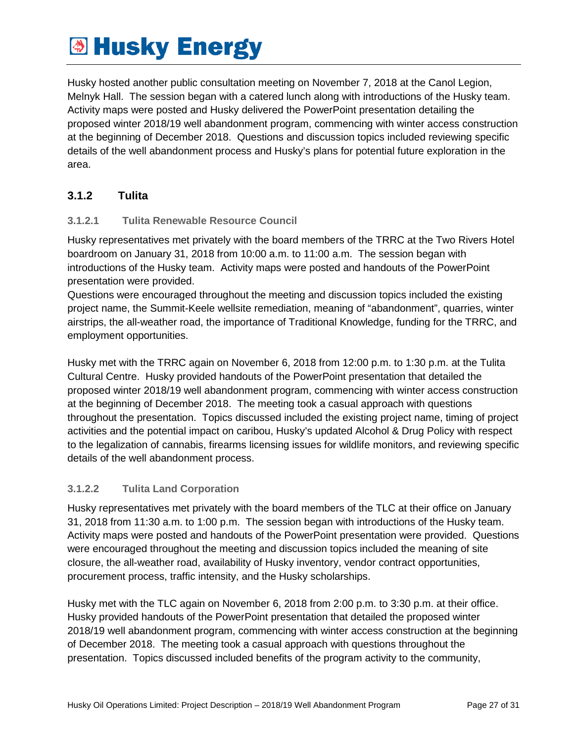Husky hosted another public consultation meeting on November 7, 2018 at the Canol Legion, Melnyk Hall. The session began with a catered lunch along with introductions of the Husky team. Activity maps were posted and Husky delivered the PowerPoint presentation detailing the proposed winter 2018/19 well abandonment program, commencing with winter access construction at the beginning of December 2018. Questions and discussion topics included reviewing specific details of the well abandonment process and Husky's plans for potential future exploration in the area.

### 3.1.2 Tulita

#### 3.1.2.1 Tulita Renewable Resource Council

Husky representatives met privately with the board members of the TRRC at the Two Rivers Hotel boardroom on January 31, 2018 from 10:00 a.m. to 11:00 a.m. The session began with introductions of the Husky team. Activity maps were posted and handouts of the PowerPoint presentation were provided.

Questions were encouraged throughout the meeting and discussion topics included the existing project name, the Summit-Keele wellsite remediation, meaning of "abandonment", quarries, winter airstrips, the all-weather road, the importance of Traditional Knowledge, funding for the TRRC, and employment opportunities.

Husky met with the TRRC again on November 6, 2018 from 12:00 p.m. to 1:30 p.m. at the Tulita Cultural Centre. Husky provided handouts of the PowerPoint presentation that detailed the proposed winter 2018/19 well abandonment program, commencing with winter access construction at the beginning of December 2018. The meeting took a casual approach with questions throughout the presentation. Topics discussed included the existing project name, timing of project activities and the potential impact on caribou, Husky's updated Alcohol & Drug Policy with respect to the legalization of cannabis, firearms licensing issues for wildlife monitors, and reviewing specific details of the well abandonment process.

#### 3.1.2.2 Tulita Land Corporation

Husky representatives met privately with the board members of the TLC at their office on January 31, 2018 from 11:30 a.m. to 1:00 p.m. The session began with introductions of the Husky team. Activity maps were posted and handouts of the PowerPoint presentation were provided. Questions were encouraged throughout the meeting and discussion topics included the meaning of site closure, the all-weather road, availability of Husky inventory, vendor contract opportunities, procurement process, traffic intensity, and the Husky scholarships.

Husky met with the TLC again on November 6, 2018 from 2:00 p.m. to 3:30 p.m. at their office. Husky provided handouts of the PowerPoint presentation that detailed the proposed winter 2018/19 well abandonment program, commencing with winter access construction at the beginning of December 2018. The meeting took a casual approach with questions throughout the presentation. Topics discussed included benefits of the program activity to the community,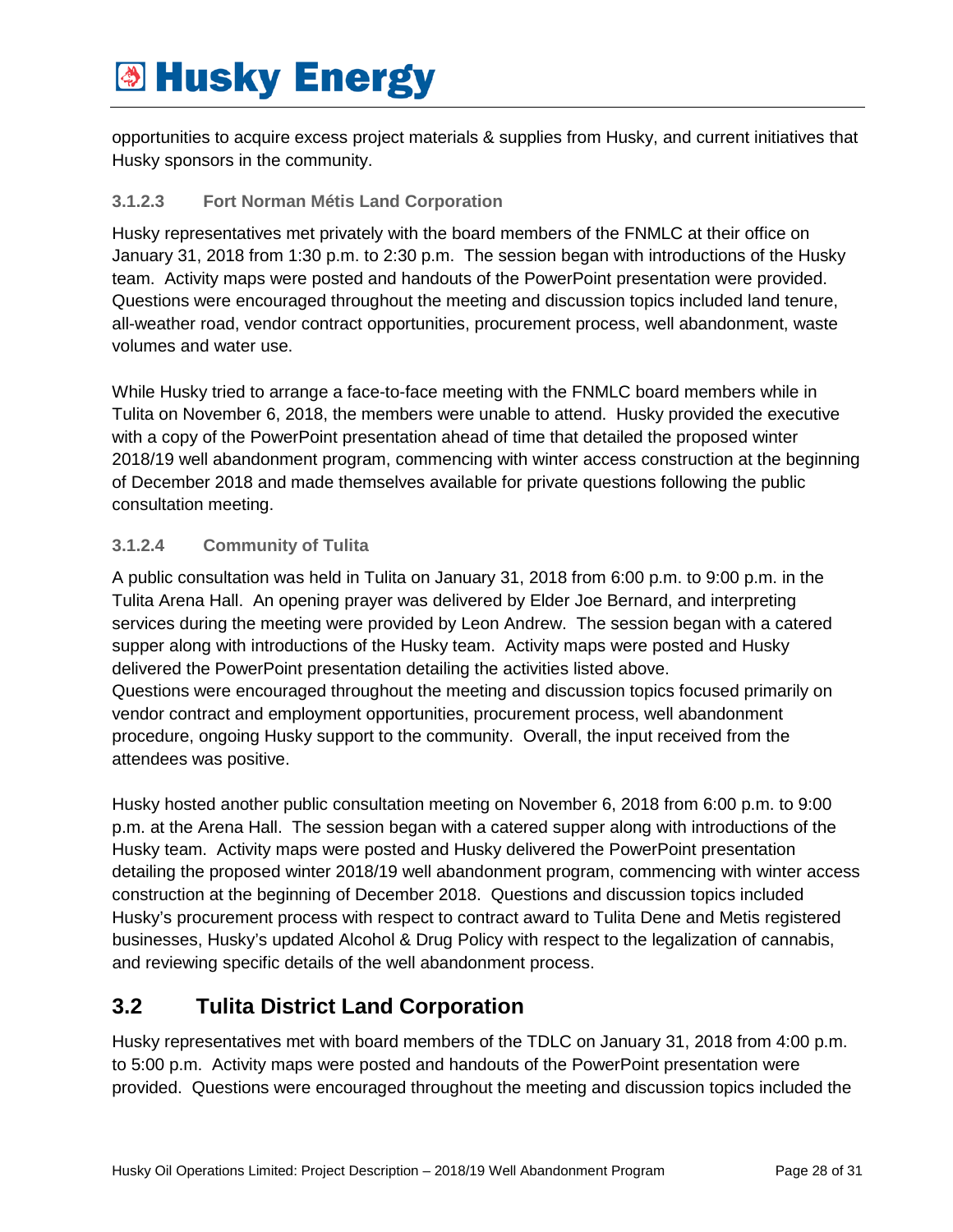opportunities to acquire excess project materials & supplies from Husky, and current initiatives that Husky sponsors in the community.

#### 3.1.2.3 Fort Norman Métis Land Corporation

Husky representatives met privately with the board members of the FNMLC at their office on January 31, 2018 from 1:30 p.m. to 2:30 p.m. The session began with introductions of the Husky team. Activity maps were posted and handouts of the PowerPoint presentation were provided. Questions were encouraged throughout the meeting and discussion topics included land tenure, all-weather road, vendor contract opportunities, procurement process, well abandonment, waste volumes and water use.

While Husky tried to arrange a face-to-face meeting with the FNMLC board members while in Tulita on November 6, 2018, the members were unable to attend. Husky provided the executive with a copy of the PowerPoint presentation ahead of time that detailed the proposed winter 2018/19 well abandonment program, commencing with winter access construction at the beginning of December 2018 and made themselves available for private questions following the public consultation meeting.

#### 3.1.2.4 Community of Tulita

A public consultation was held in Tulita on January 31, 2018 from 6:00 p.m. to 9:00 p.m. in the Tulita Arena Hall. An opening prayer was delivered by Elder Joe Bernard, and interpreting services during the meeting were provided by Leon Andrew. The session began with a catered supper along with introductions of the Husky team. Activity maps were posted and Husky delivered the PowerPoint presentation detailing the activities listed above.
Questions were encouraged throughout the meeting and discussion topics focused primarily on vendor contract and employment opportunities, procurement process, well abandonment procedure, ongoing Husky support to the community. Overall, the input received from the attendees was positive.

Husky hosted another public consultation meeting on November 6, 2018 from 6:00 p.m. to 9:00 p.m. at the Arena Hall. The session began with a catered supper along with introductions of the Husky team. Activity maps were posted and Husky delivered the PowerPoint presentation detailing the proposed winter 2018/19 well abandonment program, commencing with winter access construction at the beginning of December 2018. Questions and discussion topics included Husky's procurement process with respect to contract award to Tulita Dene and Metis registered businesses, Husky's updated Alcohol & Drug Policy with respect to the legalization of cannabis, and reviewing specific details of the well abandonment process.

## 3.2 Tulita District Land Corporation

Husky representatives met with board members of the TDLC on January 31, 2018 from 4:00 p.m. to 5:00 p.m. Activity maps were posted and handouts of the PowerPoint presentation were provided. Questions were encouraged throughout the meeting and discussion topics included the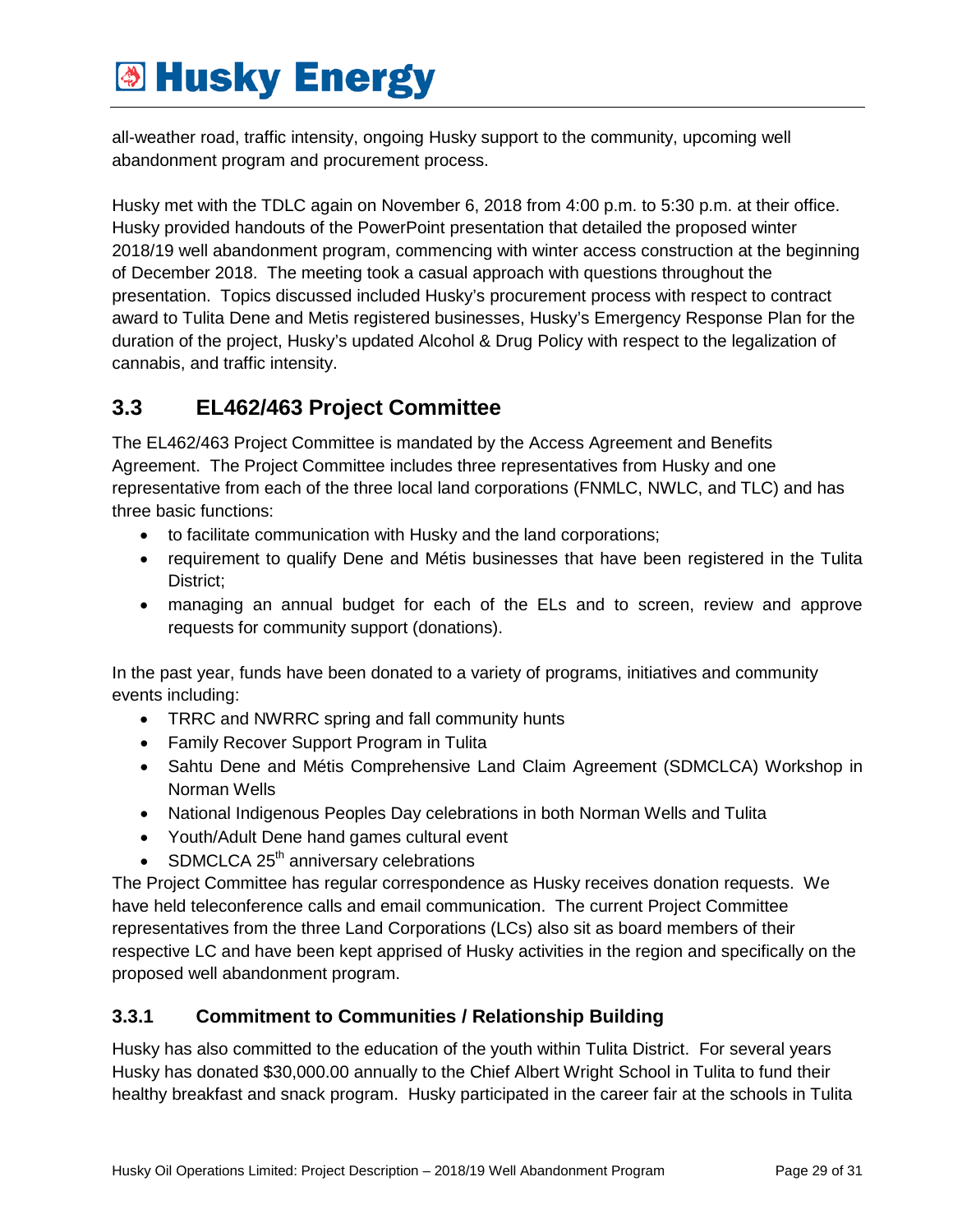all-weather road, traffic intensity, ongoing Husky support to the community, upcoming well abandonment program and procurement process.

Husky met with the TDLC again on November 6, 2018 from 4:00 p.m. to 5:30 p.m. at their office. Husky provided handouts of the PowerPoint presentation that detailed the proposed winter 2018/19 well abandonment program, commencing with winter access construction at the beginning of December 2018. The meeting took a casual approach with questions throughout the presentation. Topics discussed included Husky's procurement process with respect to contract award to Tulita Dene and Metis registered businesses, Husky's Emergency Response Plan for the duration of the project, Husky's updated Alcohol & Drug Policy with respect to the legalization of cannabis, and traffic intensity.

## 3.3 EL462/463 Project Committee

The EL462/463 Project Committee is mandated by the Access Agreement and Benefits Agreement. The Project Committee includes three representatives from Husky and one representative from each of the three local land corporations (FNMLC, NWLC, and TLC) and has three basic functions:

- to facilitate communication with Husky and the land corporations;
- requirement to qualify Dene and Métis businesses that have been registered in the Tulita District;
- managing an annual budget for each of the ELs and to screen, review and approve requests for community support (donations).

In the past year, funds have been donated to a variety of programs, initiatives and community events including:

- TRRC and NWRRC spring and fall community hunts
- Family Recover Support Program in Tulita
- Sahtu Dene and Métis Comprehensive Land Claim Agreement (SDMCLCA) Workshop in Norman Wells
- National Indigenous Peoples Day celebrations in both Norman Wells and Tulita
- Youth/Adult Dene hand games cultural event
- SDMCLCA 25th anniversary celebrations

The Project Committee has regular correspondence as Husky receives donation requests. We have held teleconference calls and email communication. The current Project Committee representatives from the three Land Corporations (LCs) also sit as board members of their respective LC and have been kept apprised of Husky activities in the region and specifically on the proposed well abandonment program.

### 3.3.1 Commitment to Communities / Relationship Building

Husky has also committed to the education of the youth within Tulita District. For several years Husky has donated $30,000.00 annually to the Chief Albert Wright School in Tulita to fund their healthy breakfast and snack program. Husky participated in the career fair at the schools in Tulita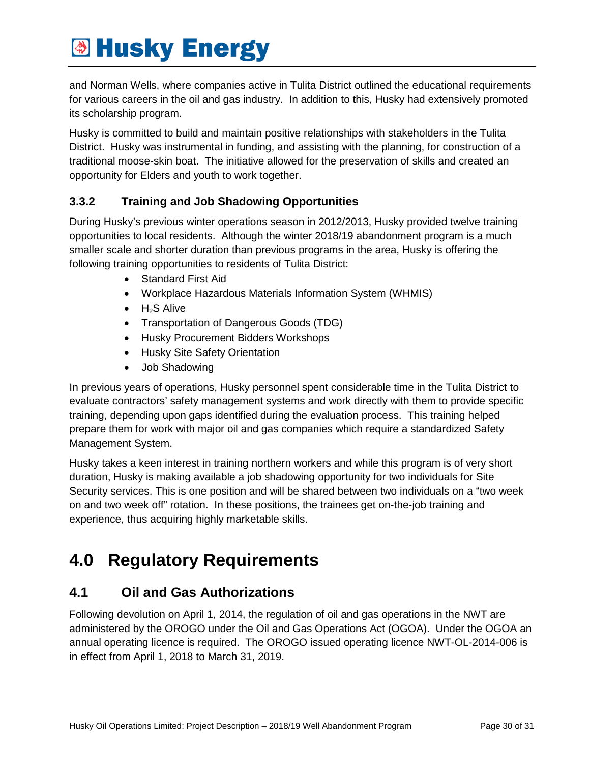and Norman Wells, where companies active in Tulita District outlined the educational requirements for various careers in the oil and gas industry. In addition to this, Husky had extensively promoted its scholarship program.

Husky is committed to build and maintain positive relationships with stakeholders in the Tulita District. Husky was instrumental in funding, and assisting with the planning, for construction of a traditional moose-skin boat. The initiative allowed for the preservation of skills and created an opportunity for Elders and youth to work together.

### 3.3.2 Training and Job Shadowing Opportunities

During Husky's previous winter operations season in 2012/2013, Husky provided twelve training opportunities to local residents. Although the winter 2018/19 abandonment program is a much smaller scale and shorter duration than previous programs in the area, Husky is offering the following training opportunities to residents of Tulita District:

- Standard First Aid
- Workplace Hazardous Materials Information System (WHMIS)
- $H_2S$ Alive
- Transportation of Dangerous Goods (TDG)
- Husky Procurement Bidders Workshops
- Husky Site Safety Orientation
- Job Shadowing

In previous years of operations, Husky personnel spent considerable time in the Tulita District to evaluate contractors' safety management systems and work directly with them to provide specific training, depending upon gaps identified during the evaluation process. This training helped prepare them for work with major oil and gas companies which require a standardized Safety Management System.

Husky takes a keen interest in training northern workers and while this program is of very short duration, Husky is making available a job shadowing opportunity for two individuals for Site Security services. This is one position and will be shared between two individuals on a "two week on and two week off" rotation. In these positions, the trainees get on-the-job training and experience, thus acquiring highly marketable skills.

# 4.0 Regulatory Requirements

## 4.1 Oil and Gas Authorizations

Following devolution on April 1, 2014, the regulation of oil and gas operations in the NWT are administered by the OROGO under the Oil and Gas Operations Act (OGOA). Under the OGOA an annual operating licence is required. The OROGO issued operating licence NWT-OL-2014-006 is in effect from April 1, 2018 to March 31, 2019.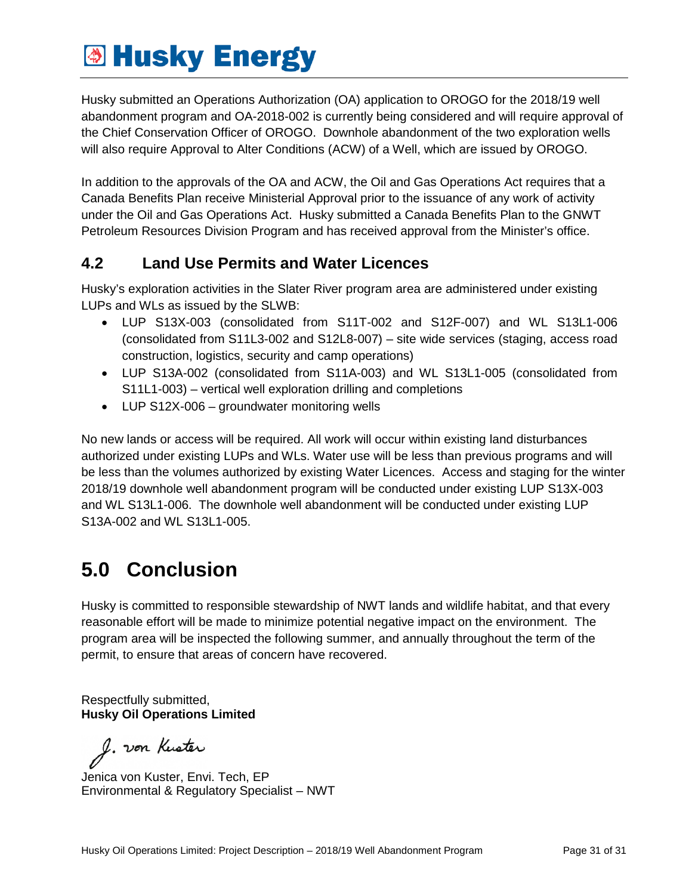Husky submitted an Operations Authorization (OA) application to OROGO for the 2018/19 well abandonment program and OA-2018-002 is currently being considered and will require approval of the Chief Conservation Officer of OROGO. Downhole abandonment of the two exploration wells will also require Approval to Alter Conditions (ACW) of a Well, which are issued by OROGO.

In addition to the approvals of the OA and ACW, the Oil and Gas Operations Act requires that a Canada Benefits Plan receive Ministerial Approval prior to the issuance of any work of activity under the Oil and Gas Operations Act. Husky submitted a Canada Benefits Plan to the GNWT Petroleum Resources Division Program and has received approval from the Minister's office.

### 4.2 Land Use Permits and Water Licences

Husky's exploration activities in the Slater River program area are administered under existing LUPs and WLs as issued by the SLWB:

- LUP S13X-003 (consolidated from S11T-002 and S12F-007) and WL S13L1-006 (consolidated from S11L3-002 and S12L8-007) – site wide services (staging, access road construction, logistics, security and camp operations)
- LUP S13A-002 (consolidated from S11A-003) and WL S13L1-005 (consolidated from S11L1-003) – vertical well exploration drilling and completions
- LUP S12X-006 – groundwater monitoring wells

No new lands or access will be required. All work will occur within existing land disturbances authorized under existing LUPs and WLs. Water use will be less than previous programs and will be less than the volumes authorized by existing Water Licences. Access and staging for the winter 2018/19 downhole well abandonment program will be conducted under existing LUP S13X-003 and WL S13L1-006. The downhole well abandonment will be conducted under existing LUP S13A-002 and WL S13L1-005.

## 5.0 Conclusion

Husky is committed to responsible stewardship of NWT lands and wildlife habitat, and that every reasonable effort will be made to minimize potential negative impact on the environment. The program area will be inspected the following summer, and annually throughout the term of the permit, to ensure that areas of concern have recovered.

Respectfully submitted,
**Husky Oil Operations Limited**

J. von Kuster

Jenica von Kuster, Envi. Tech, EP
Environmental & Regulatory Specialist – NWT